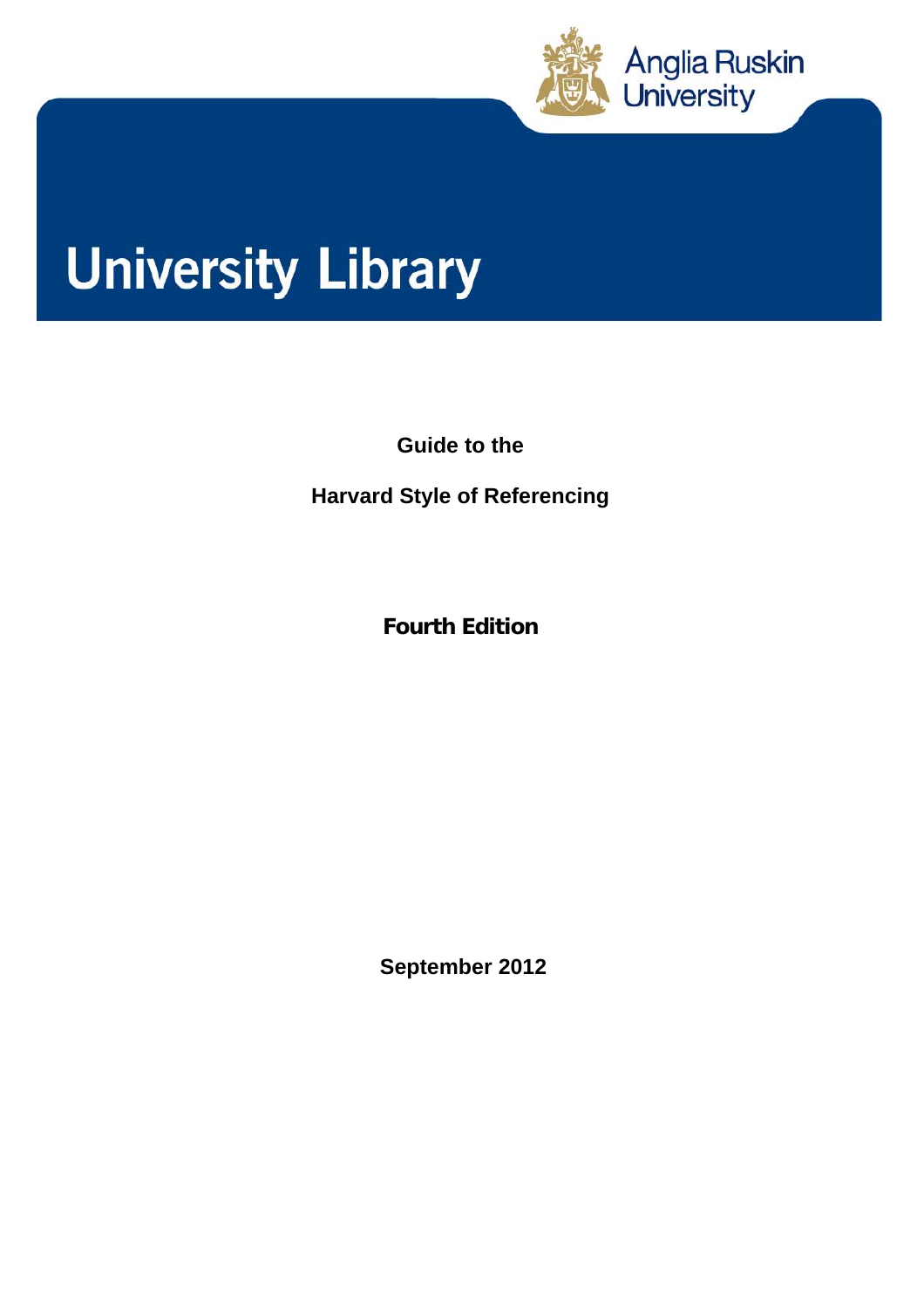Anglia Ruskin University

# University Library

## Guide to the

## Harvard Style of Referencing

**Fourth Edition**

**September 2012**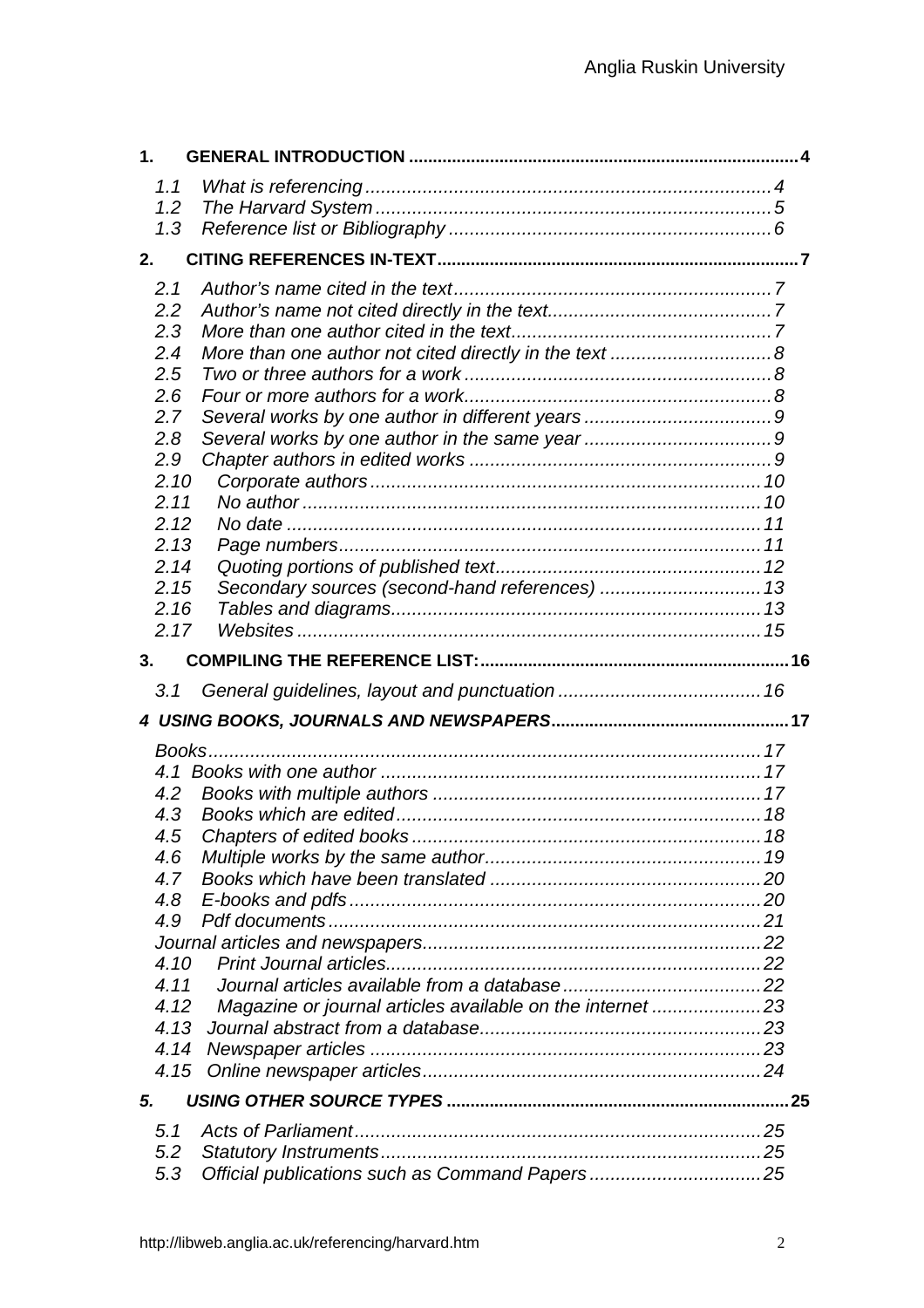**1. GENERAL INTRODUCTION** .......... **4**

- *1.1 What is referencing* .......... *4*
- *1.2 The Harvard System* .......... *5*
- *1.3 Reference list or Bibliography* .......... *6*

**2. CITING REFERENCES IN-TEXT** .......... **7**

- *2.1 Author's name cited in the text* .......... *7*
- *2.2 Author's name not cited directly in the text* .......... *7*
- *2.3 More than one author cited in the text* .......... *7*
- *2.4 More than one author not cited directly in the text* .......... *8*
- *2.5 Two or three authors for a work* .......... *8*
- *2.6 Four or more authors for a work* .......... *8*
- *2.7 Several works by one author in different years* .......... *9*
- *2.8 Several works by one author in the same year* .......... *9*
- *2.9 Chapter authors in edited works* .......... *9*
- *2.10 Corporate authors* .......... *10*
- *2.11 No author* .......... *10*
- *2.12 No date* .......... *11*
- *2.13 Page numbers* .......... *11*
- *2.14 Quoting portions of published text* .......... *12*
- *2.15 Secondary sources (second-hand references)* .......... *13*
- *2.16 Tables and diagrams* .......... *13*
- *2.17 Websites* .......... *15*

**3. COMPILING THE REFERENCE LIST:** .......... **16**

- *3.1 General guidelines, layout and punctuation* .......... *16*

***4 USING BOOKS, JOURNALS AND NEWSPAPERS*** .......... **17**

- *Books* .......... *17*
- *4.1 Books with one author* .......... *17*
- *4.2 Books with multiple authors* .......... *17*
- *4.3 Books which are edited* .......... *18*
- *4.5 Chapters of edited books* .......... *18*
- *4.6 Multiple works by the same author* .......... *19*
- *4.7 Books which have been translated* .......... *20*
- *4.8 E-books and pdfs* .......... *20*
- *4.9 Pdf documents* .......... *21*
- *Journal articles and newspapers* .......... *22*
- *4.10 Print Journal articles* .......... *22*
- *4.11 Journal articles available from a database* .......... *22*
- *4.12 Magazine or journal articles available on the internet* .......... *23*
- *4.13 Journal abstract from a database* .......... *23*
- *4.14 Newspaper articles* .......... *23*
- *4.15 Online newspaper articles* .......... *24*

***5. USING OTHER SOURCE TYPES*** .......... **25**

- *5.1 Acts of Parliament* .......... *25*
- *5.2 Statutory Instruments* .......... *25*
- *5.3 Official publications such as Command Papers* .......... *25*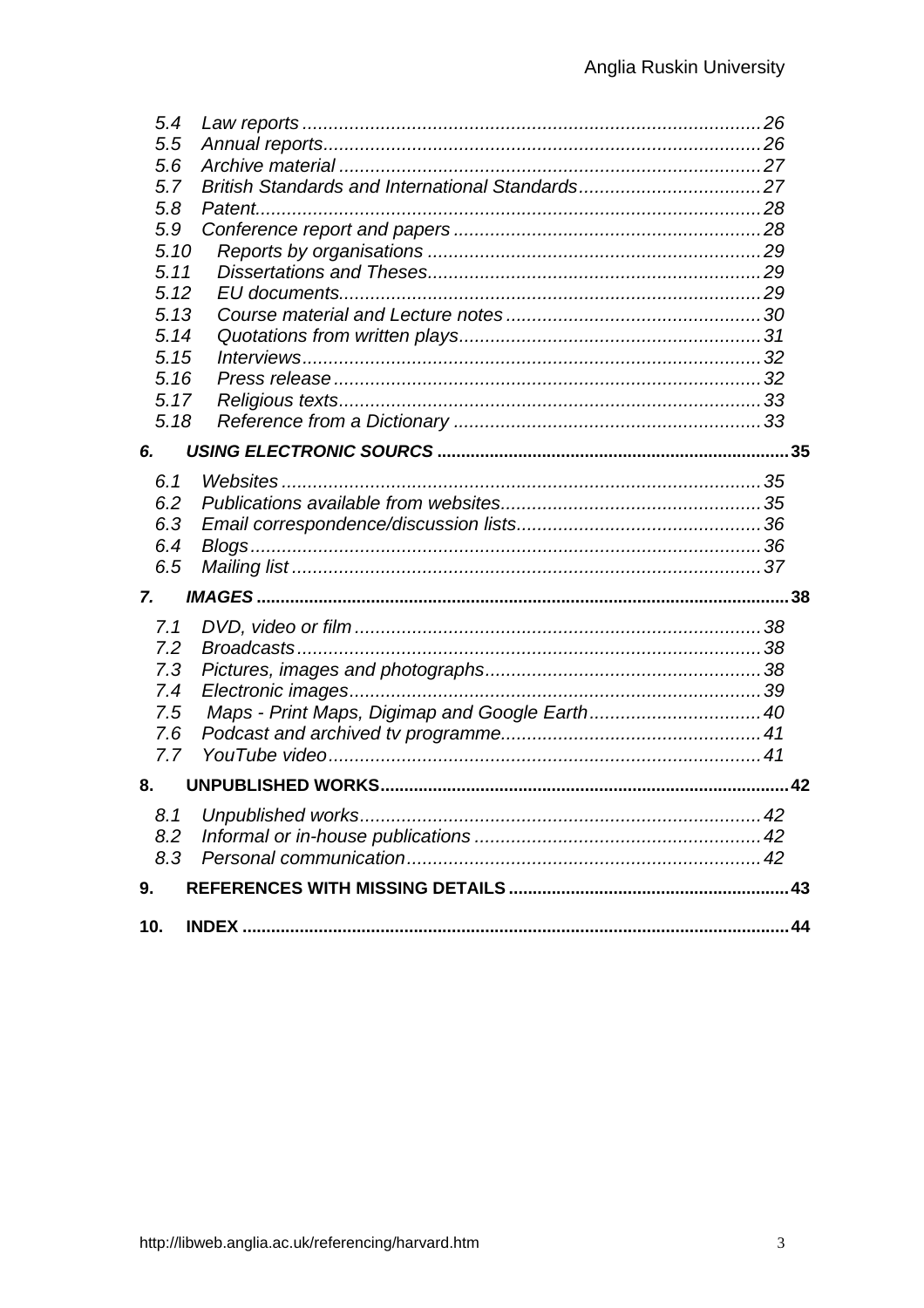- 5.4 Law reports ........ 26
- 5.5 Annual reports ........ 26
- 5.6 Archive material ........ 27
- 5.7 British Standards and International Standards ........ 27
- 5.8 Patent ........ 28
- 5.9 Conference report and papers ........ 28
- 5.10 Reports by organisations ........ 29
- 5.11 Dissertations and Theses ........ 29
- 5.12 EU documents ........ 29
- 5.13 Course material and Lecture notes ........ 30
- 5.14 Quotations from written plays ........ 31
- 5.15 Interviews ........ 32
- 5.16 Press release ........ 32
- 5.17 Religious texts ........ 33
- 5.18 Reference from a Dictionary ........ 33

**6. USING ELECTRONIC SOURCS ........ 35**

- 6.1 Websites ........ 35
- 6.2 Publications available from websites ........ 35
- 6.3 Email correspondence/discussion lists ........ 36
- 6.4 Blogs ........ 36
- 6.5 Mailing list ........ 37

**7. IMAGES ........ 38**

- 7.1 DVD, video or film ........ 38
- 7.2 Broadcasts ........ 38
- 7.3 Pictures, images and photographs ........ 38
- 7.4 Electronic images ........ 39
- 7.5 Maps - Print Maps, Digimap and Google Earth ........ 40
- 7.6 Podcast and archived tv programme ........ 41
- 7.7 YouTube video ........ 41

**8. UNPUBLISHED WORKS ........ 42**

- 8.1 Unpublished works ........ 42
- 8.2 Informal or in-house publications ........ 42
- 8.3 Personal communication ........ 42

**9. REFERENCES WITH MISSING DETAILS ........ 43**

**10. INDEX ........ 44**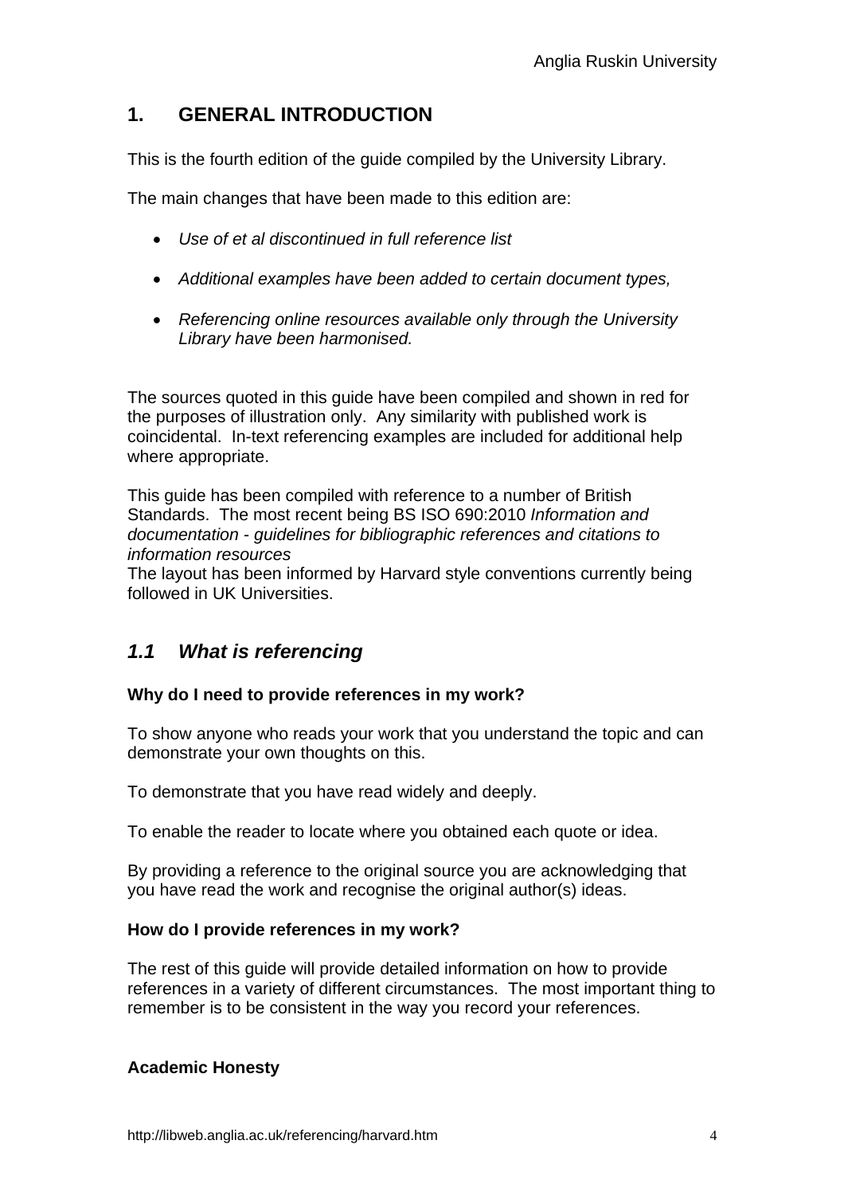## 1. GENERAL INTRODUCTION

This is the fourth edition of the guide compiled by the University Library.

The main changes that have been made to this edition are:

- *Use of et al discontinued in full reference list*
- *Additional examples have been added to certain document types,*
- *Referencing online resources available only through the University Library have been harmonised.*

The sources quoted in this guide have been compiled and shown in red for the purposes of illustration only. Any similarity with published work is coincidental. In-text referencing examples are included for additional help where appropriate.

This guide has been compiled with reference to a number of British Standards. The most recent being BS ISO 690:2010 *Information and documentation - guidelines for bibliographic references and citations to information resources*
The layout has been informed by Harvard style conventions currently being followed in UK Universities.

### *1.1 What is referencing*

**Why do I need to provide references in my work?**

To show anyone who reads your work that you understand the topic and can demonstrate your own thoughts on this.

To demonstrate that you have read widely and deeply.

To enable the reader to locate where you obtained each quote or idea.

By providing a reference to the original source you are acknowledging that you have read the work and recognise the original author(s) ideas.

**How do I provide references in my work?**

The rest of this guide will provide detailed information on how to provide references in a variety of different circumstances. The most important thing to remember is to be consistent in the way you record your references.

**Academic Honesty**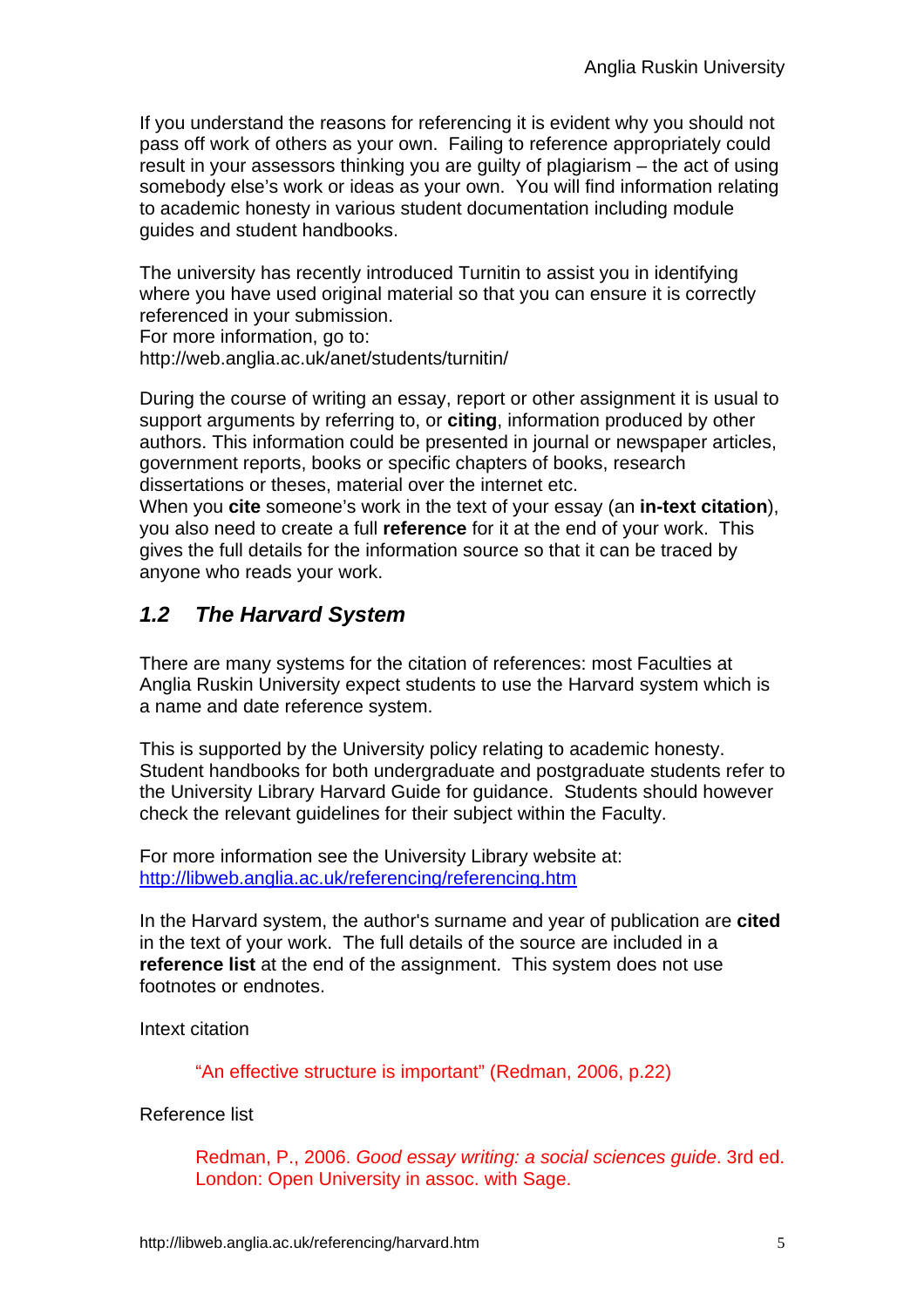If you understand the reasons for referencing it is evident why you should not pass off work of others as your own. Failing to reference appropriately could result in your assessors thinking you are guilty of plagiarism – the act of using somebody else's work or ideas as your own. You will find information relating to academic honesty in various student documentation including module guides and student handbooks.

The university has recently introduced Turnitin to assist you in identifying where you have used original material so that you can ensure it is correctly referenced in your submission.
For more information, go to:
http://web.anglia.ac.uk/anet/students/turnitin/

During the course of writing an essay, report or other assignment it is usual to support arguments by referring to, or **citing**, information produced by other authors. This information could be presented in journal or newspaper articles, government reports, books or specific chapters of books, research dissertations or theses, material over the internet etc.
When you **cite** someone's work in the text of your essay (an **in-text citation**), you also need to create a full **reference** for it at the end of your work. This gives the full details for the information source so that it can be traced by anyone who reads your work.

## *1.2 The Harvard System*

There are many systems for the citation of references: most Faculties at Anglia Ruskin University expect students to use the Harvard system which is a name and date reference system.

This is supported by the University policy relating to academic honesty. Student handbooks for both undergraduate and postgraduate students refer to the University Library Harvard Guide for guidance. Students should however check the relevant guidelines for their subject within the Faculty.

For more information see the University Library website at:
http://libweb.anglia.ac.uk/referencing/referencing.htm

In the Harvard system, the author's surname and year of publication are **cited** in the text of your work. The full details of the source are included in a **reference list** at the end of the assignment. This system does not use footnotes or endnotes.

Intext citation

> "An effective structure is important" (Redman, 2006, p.22)

Reference list

> Redman, P., 2006. *Good essay writing: a social sciences guide*. 3rd ed. London: Open University in assoc. with Sage.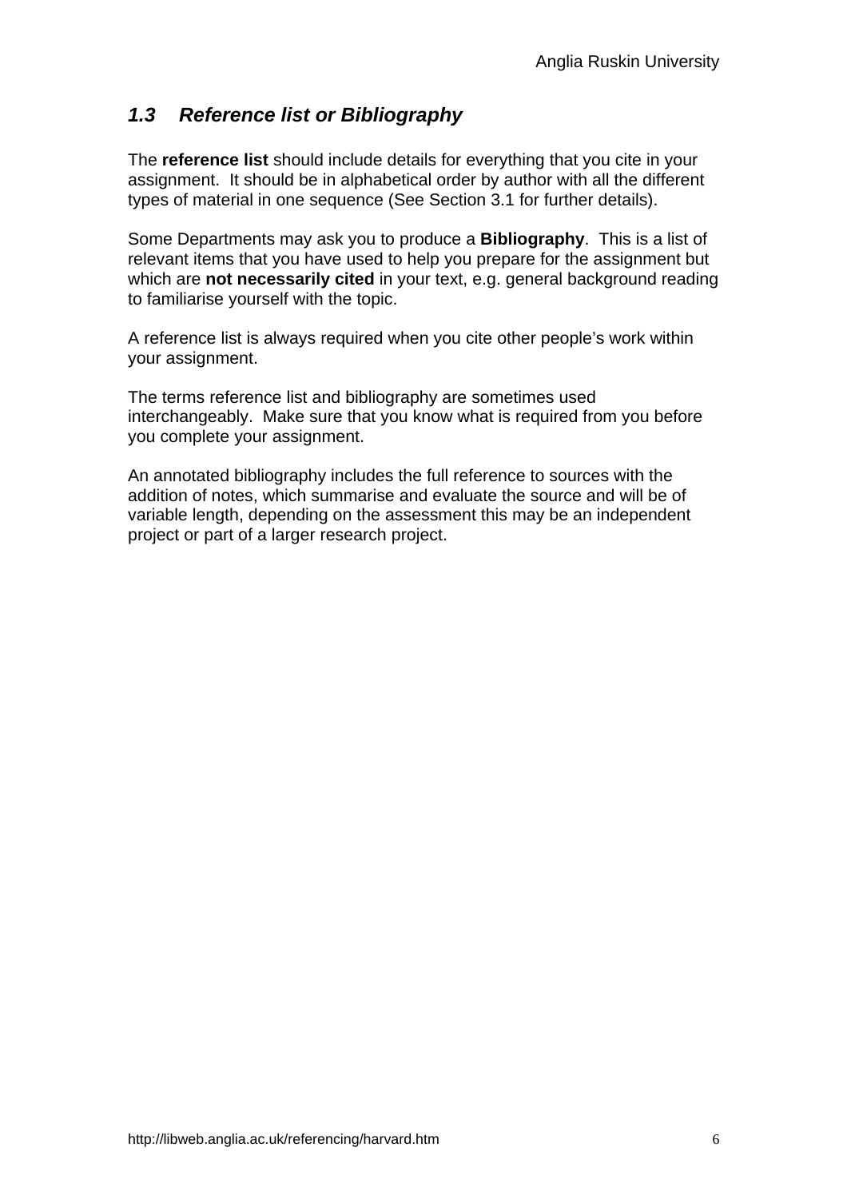## *1.3 Reference list or Bibliography*

The **reference list** should include details for everything that you cite in your assignment. It should be in alphabetical order by author with all the different types of material in one sequence (See Section 3.1 for further details).

Some Departments may ask you to produce a **Bibliography**. This is a list of relevant items that you have used to help you prepare for the assignment but which are **not necessarily cited** in your text, e.g. general background reading to familiarise yourself with the topic.

A reference list is always required when you cite other people's work within your assignment.

The terms reference list and bibliography are sometimes used interchangeably. Make sure that you know what is required from you before you complete your assignment.

An annotated bibliography includes the full reference to sources with the addition of notes, which summarise and evaluate the source and will be of variable length, depending on the assessment this may be an independent project or part of a larger research project.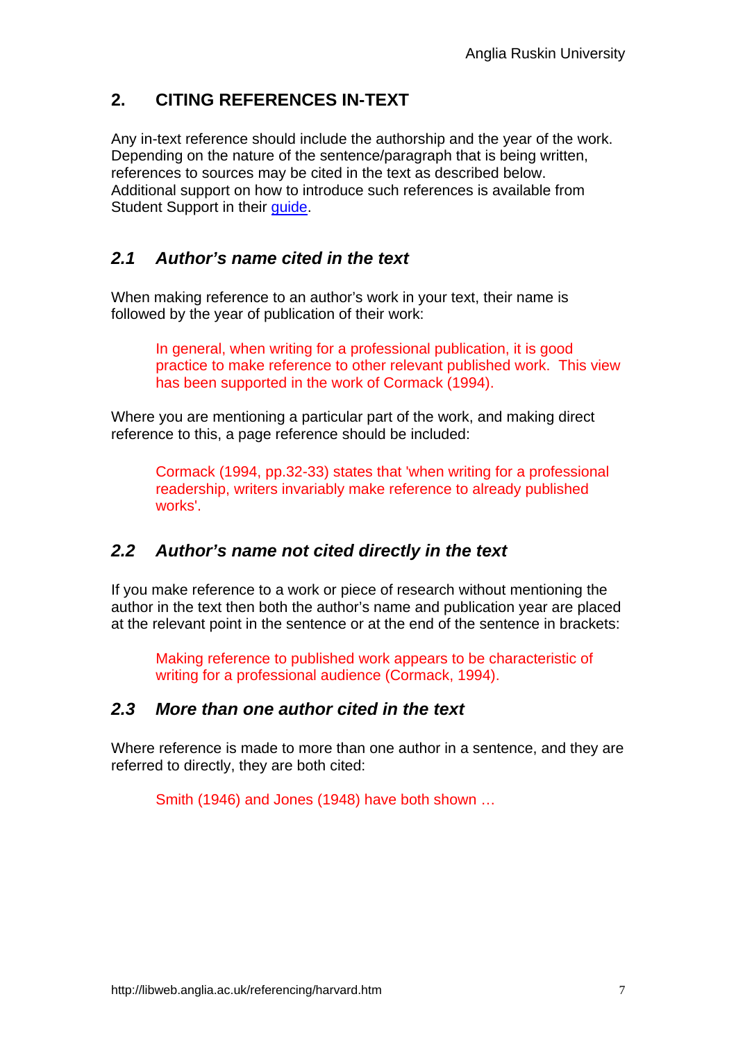## 2. CITING REFERENCES IN-TEXT

Any in-text reference should include the authorship and the year of the work. Depending on the nature of the sentence/paragraph that is being written, references to sources may be cited in the text as described below. Additional support on how to introduce such references is available from Student Support in their [guide](guide).

### *2.1 Author's name cited in the text*

When making reference to an author's work in your text, their name is followed by the year of publication of their work:

> In general, when writing for a professional publication, it is good practice to make reference to other relevant published work. This view has been supported in the work of Cormack (1994).

Where you are mentioning a particular part of the work, and making direct reference to this, a page reference should be included:

> Cormack (1994, pp.32-33) states that 'when writing for a professional readership, writers invariably make reference to already published works'.

### *2.2 Author's name not cited directly in the text*

If you make reference to a work or piece of research without mentioning the author in the text then both the author's name and publication year are placed at the relevant point in the sentence or at the end of the sentence in brackets:

> Making reference to published work appears to be characteristic of writing for a professional audience (Cormack, 1994).

### *2.3 More than one author cited in the text*

Where reference is made to more than one author in a sentence, and they are referred to directly, they are both cited:

> Smith (1946) and Jones (1948) have both shown …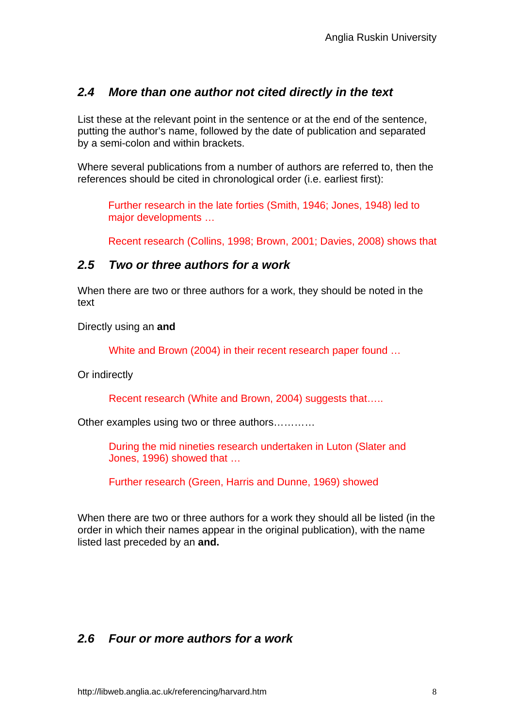### *2.4 More than one author not cited directly in the text*

List these at the relevant point in the sentence or at the end of the sentence, putting the author's name, followed by the date of publication and separated by a semi-colon and within brackets.

Where several publications from a number of authors are referred to, then the references should be cited in chronological order (i.e. earliest first):

> Further research in the late forties (Smith, 1946; Jones, 1948) led to major developments …
>
> Recent research (Collins, 1998; Brown, 2001; Davies, 2008) shows that

### *2.5 Two or three authors for a work*

When there are two or three authors for a work, they should be noted in the text

Directly using an **and**

> White and Brown (2004) in their recent research paper found …

Or indirectly

> Recent research (White and Brown, 2004) suggests that…..

Other examples using two or three authors…………

> During the mid nineties research undertaken in Luton (Slater and Jones, 1996) showed that …
>
> Further research (Green, Harris and Dunne, 1969) showed

When there are two or three authors for a work they should all be listed (in the order in which their names appear in the original publication), with the name listed last preceded by an **and.**

### *2.6 Four or more authors for a work*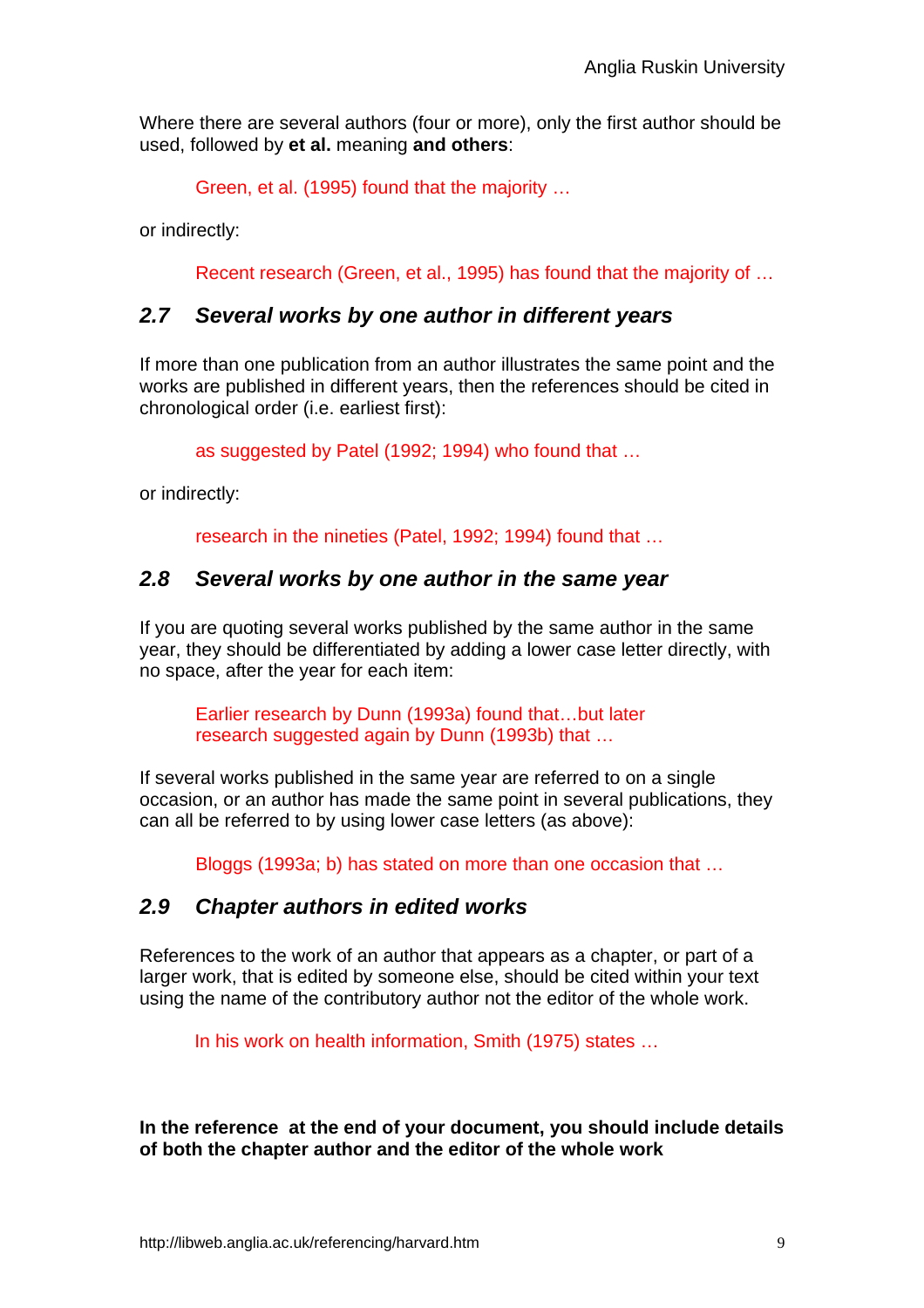Where there are several authors (four or more), only the first author should be used, followed by **et al.** meaning **and others**:

> Green, et al. (1995) found that the majority …

or indirectly:

> Recent research (Green, et al., 1995) has found that the majority of …

## *2.7 Several works by one author in different years*

If more than one publication from an author illustrates the same point and the works are published in different years, then the references should be cited in chronological order (i.e. earliest first):

> as suggested by Patel (1992; 1994) who found that …

or indirectly:

> research in the nineties (Patel, 1992; 1994) found that …

## *2.8 Several works by one author in the same year*

If you are quoting several works published by the same author in the same year, they should be differentiated by adding a lower case letter directly, with no space, after the year for each item:

> Earlier research by Dunn (1993a) found that…but later research suggested again by Dunn (1993b) that …

If several works published in the same year are referred to on a single occasion, or an author has made the same point in several publications, they can all be referred to by using lower case letters (as above):

> Bloggs (1993a; b) has stated on more than one occasion that …

## *2.9 Chapter authors in edited works*

References to the work of an author that appears as a chapter, or part of a larger work, that is edited by someone else, should be cited within your text using the name of the contributory author not the editor of the whole work.

> In his work on health information, Smith (1975) states …

**In the reference at the end of your document, you should include details of both the chapter author and the editor of the whole work**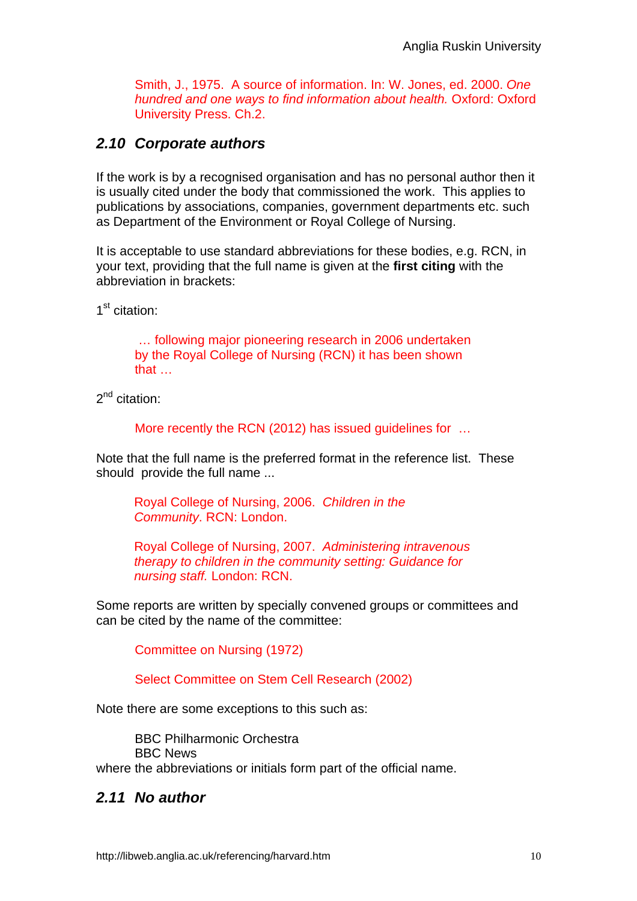Smith, J., 1975. A source of information. In: W. Jones, ed. 2000. *One hundred and one ways to find information about health.* Oxford: Oxford University Press. Ch.2.

## *2.10 Corporate authors*

If the work is by a recognised organisation and has no personal author then it is usually cited under the body that commissioned the work. This applies to publications by associations, companies, government departments etc. such as Department of the Environment or Royal College of Nursing.

It is acceptable to use standard abbreviations for these bodies, e.g. RCN, in your text, providing that the full name is given at the **first citing** with the abbreviation in brackets:

1st citation:

> … following major pioneering research in 2006 undertaken by the Royal College of Nursing (RCN) it has been shown that …

2nd citation:

> More recently the RCN (2012) has issued guidelines for …

Note that the full name is the preferred format in the reference list. These should provide the full name ...

> Royal College of Nursing, 2006. *Children in the Community*. RCN: London.
>
> Royal College of Nursing, 2007. *Administering intravenous therapy to children in the community setting: Guidance for nursing staff.* London: RCN.

Some reports are written by specially convened groups or committees and can be cited by the name of the committee:

> Committee on Nursing (1972)
>
> Select Committee on Stem Cell Research (2002)

Note there are some exceptions to this such as:

> BBC Philharmonic Orchestra
> BBC News

where the abbreviations or initials form part of the official name.

## *2.11 No author*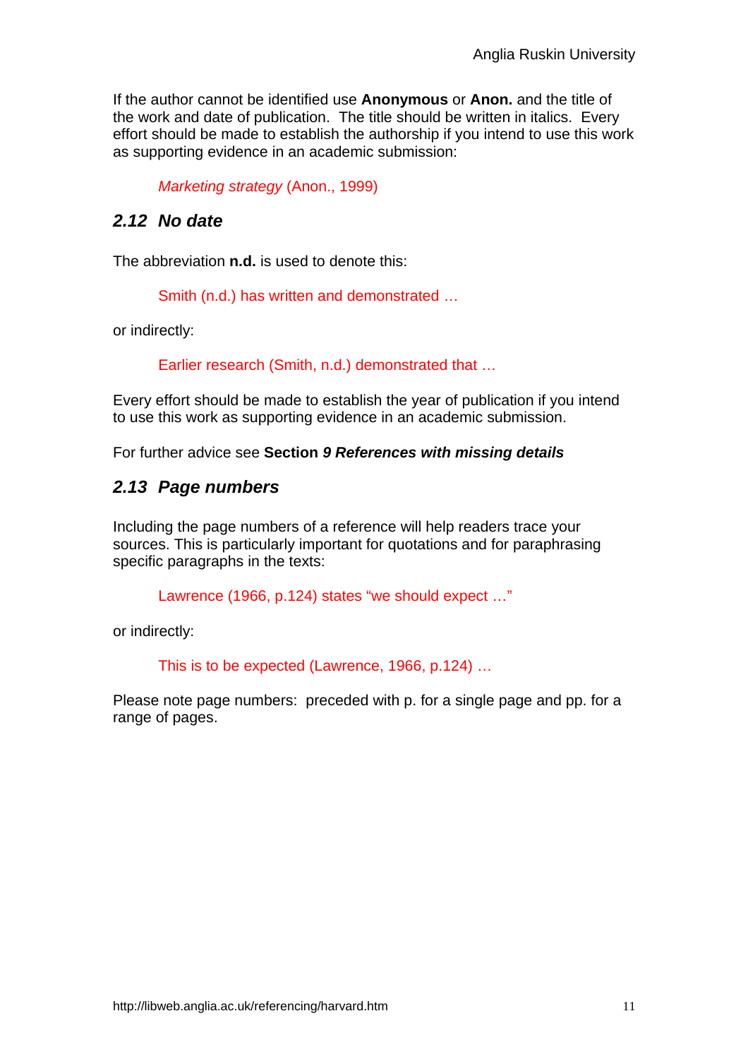If the author cannot be identified use **Anonymous** or **Anon.** and the title of the work and date of publication. The title should be written in italics. Every effort should be made to establish the authorship if you intend to use this work as supporting evidence in an academic submission:

> *Marketing strategy* (Anon., 1999)

## *2.12 No date*

The abbreviation **n.d.** is used to denote this:

> Smith (n.d.) has written and demonstrated …

or indirectly:

> Earlier research (Smith, n.d.) demonstrated that …

Every effort should be made to establish the year of publication if you intend to use this work as supporting evidence in an academic submission.

For further advice see **Section *9 References with missing details***

## *2.13 Page numbers*

Including the page numbers of a reference will help readers trace your sources. This is particularly important for quotations and for paraphrasing specific paragraphs in the texts:

> Lawrence (1966, p.124) states "we should expect …"

or indirectly:

> This is to be expected (Lawrence, 1966, p.124) …

Please note page numbers: preceded with p. for a single page and pp. for a range of pages.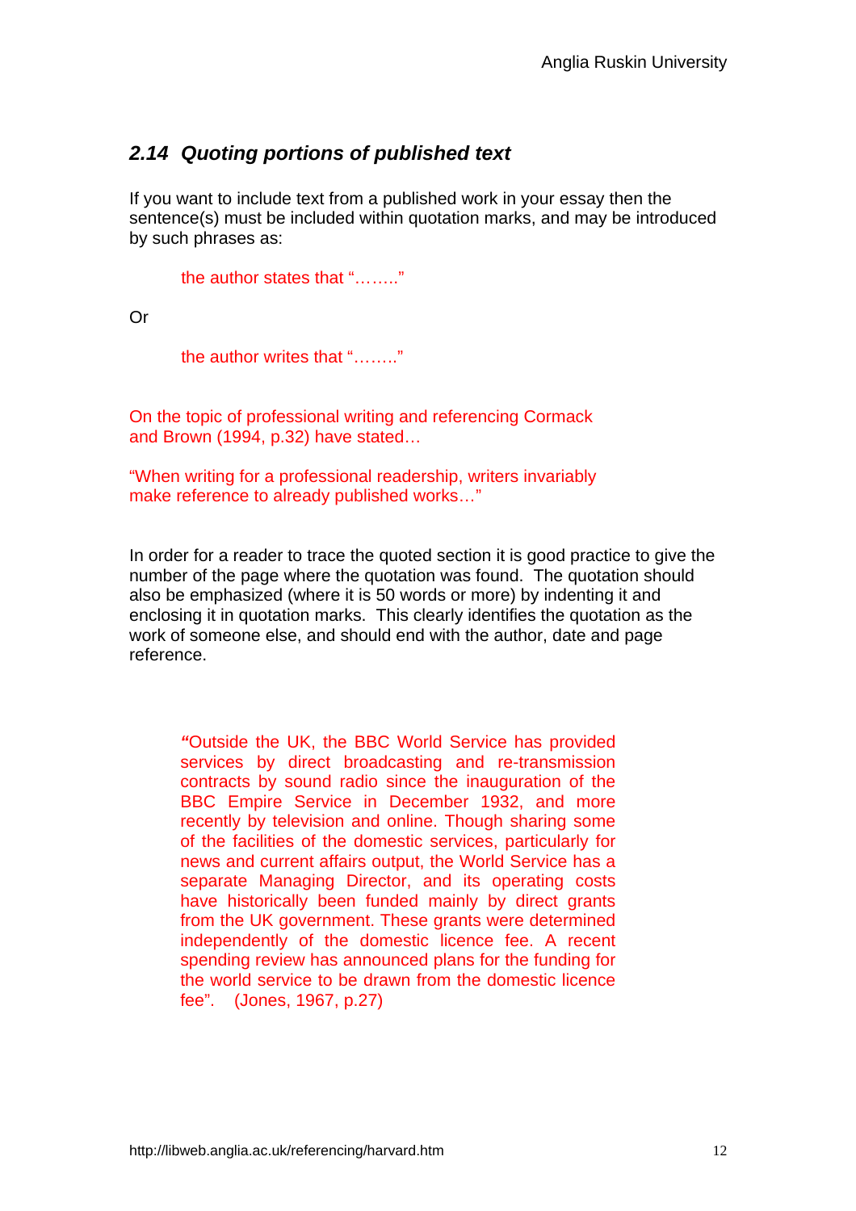## *2.14 Quoting portions of published text*

If you want to include text from a published work in your essay then the sentence(s) must be included within quotation marks, and may be introduced by such phrases as:

> the author states that "…….."

Or

> the author writes that "…….."

On the topic of professional writing and referencing Cormack and Brown (1994, p.32) have stated…

"When writing for a professional readership, writers invariably make reference to already published works…"

In order for a reader to trace the quoted section it is good practice to give the number of the page where the quotation was found. The quotation should also be emphasized (where it is 50 words or more) by indenting it and enclosing it in quotation marks. This clearly identifies the quotation as the work of someone else, and should end with the author, date and page reference.

> "Outside the UK, the BBC World Service has provided services by direct broadcasting and re-transmission contracts by sound radio since the inauguration of the BBC Empire Service in December 1932, and more recently by television and online. Though sharing some of the facilities of the domestic services, particularly for news and current affairs output, the World Service has a separate Managing Director, and its operating costs have historically been funded mainly by direct grants from the UK government. These grants were determined independently of the domestic licence fee. A recent spending review has announced plans for the funding for the world service to be drawn from the domestic licence fee". (Jones, 1967, p.27)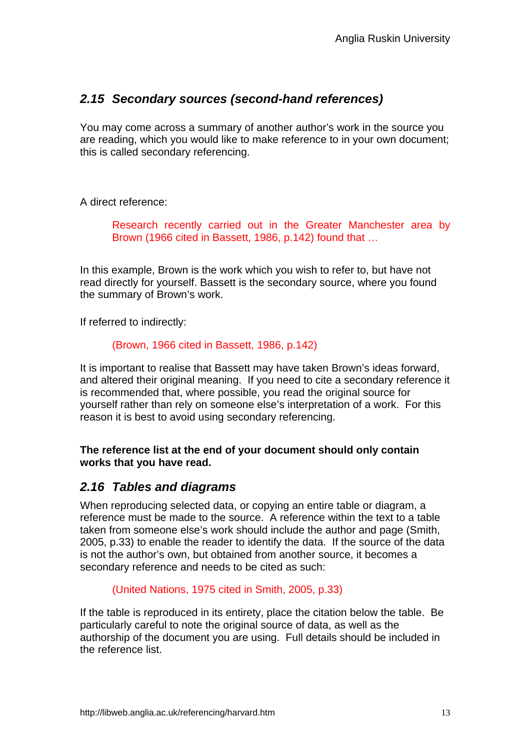## *2.15 Secondary sources (second-hand references)*

You may come across a summary of another author's work in the source you are reading, which you would like to make reference to in your own document; this is called secondary referencing.

A direct reference:

> Research recently carried out in the Greater Manchester area by Brown (1966 cited in Bassett, 1986, p.142) found that …

In this example, Brown is the work which you wish to refer to, but have not read directly for yourself. Bassett is the secondary source, where you found the summary of Brown's work.

If referred to indirectly:

> (Brown, 1966 cited in Bassett, 1986, p.142)

It is important to realise that Bassett may have taken Brown's ideas forward, and altered their original meaning. If you need to cite a secondary reference it is recommended that, where possible, you read the original source for yourself rather than rely on someone else's interpretation of a work. For this reason it is best to avoid using secondary referencing.

**The reference list at the end of your document should only contain works that you have read.**

## *2.16 Tables and diagrams*

When reproducing selected data, or copying an entire table or diagram, a reference must be made to the source. A reference within the text to a table taken from someone else's work should include the author and page (Smith, 2005, p.33) to enable the reader to identify the data. If the source of the data is not the author's own, but obtained from another source, it becomes a secondary reference and needs to be cited as such:

> (United Nations, 1975 cited in Smith, 2005, p.33)

If the table is reproduced in its entirety, place the citation below the table. Be particularly careful to note the original source of data, as well as the authorship of the document you are using. Full details should be included in the reference list.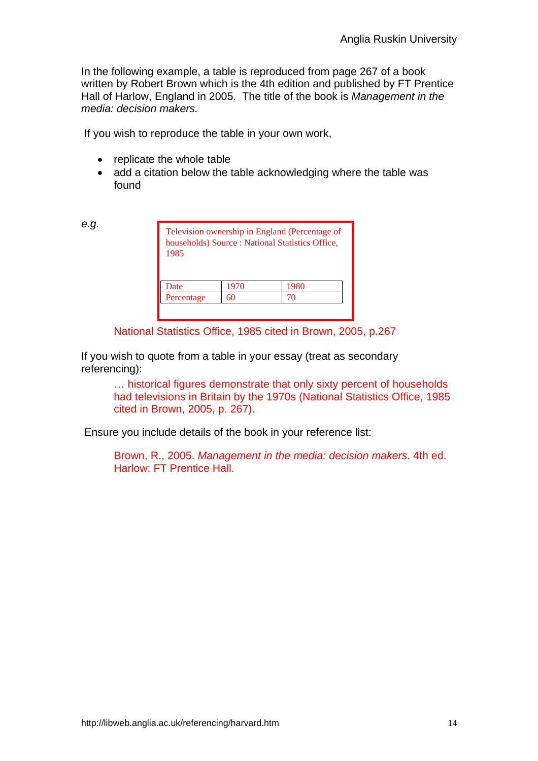In the following example, a table is reproduced from page 267 of a book written by Robert Brown which is the 4th edition and published by FT Prentice Hall of Harlow, England in 2005. The title of the book is *Management in the media: decision makers.*

If you wish to reproduce the table in your own work,

- replicate the whole table
- add a citation below the table acknowledging where the table was found

*e.g.*

Television ownership in England (Percentage of households) Source : National Statistics Office, 1985

| Date | 1970 | 1980 |
|---|---|---|
| Percentage | 60 | 70 |

National Statistics Office, 1985 cited in Brown, 2005, p.267

If you wish to quote from a table in your essay (treat as secondary referencing):

> … historical figures demonstrate that only sixty percent of households had televisions in Britain by the 1970s (National Statistics Office, 1985 cited in Brown, 2005, p. 267).

Ensure you include details of the book in your reference list:

> Brown, R., 2005. *Management in the media: decision makers*. 4th ed. Harlow: FT Prentice Hall.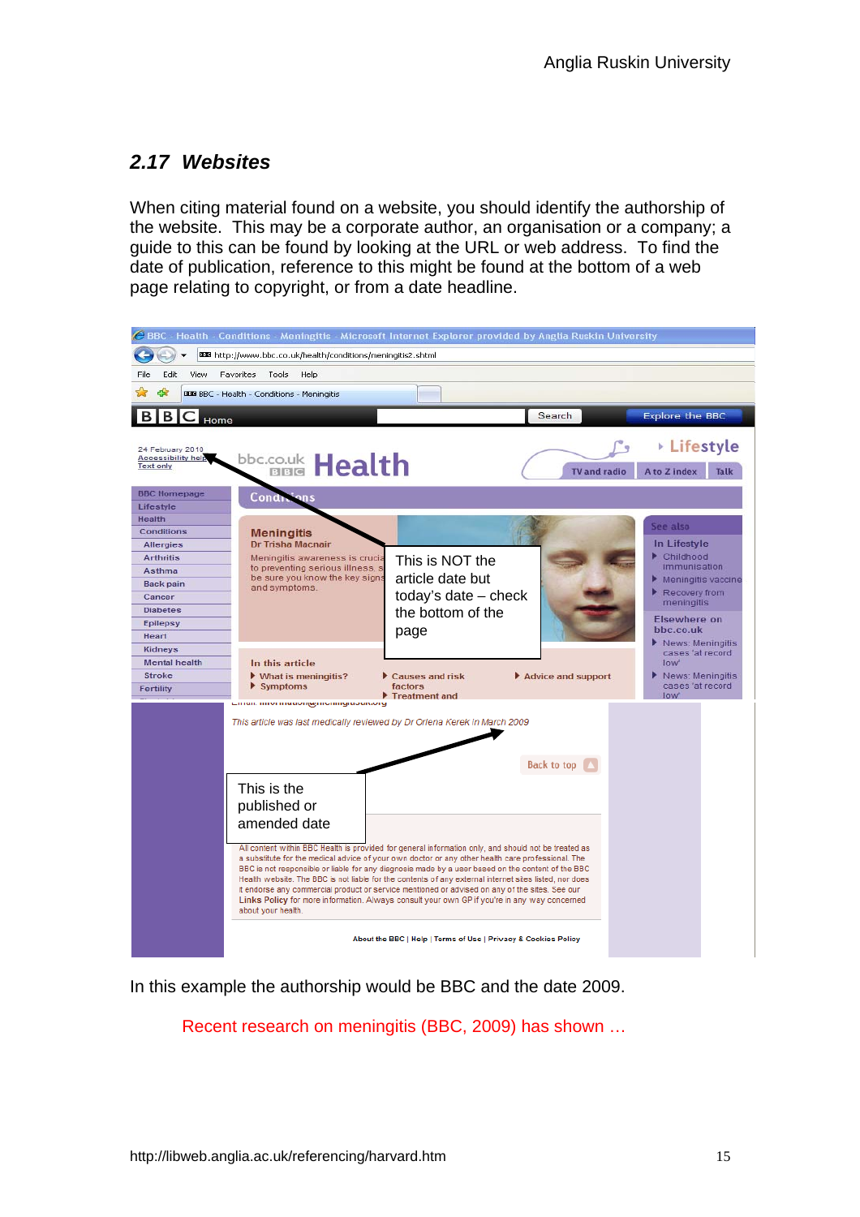## 2.17 Websites

When citing material found on a website, you should identify the authorship of the website. This may be a corporate author, an organisation or a company; a guide to this can be found by looking at the URL or web address. To find the date of publication, reference to this might be found at the bottom of a web page relating to copyright, or from a date headline.

In this example the authorship would be BBC and the date 2009.

Recent research on meningitis (BBC, 2009) has shown …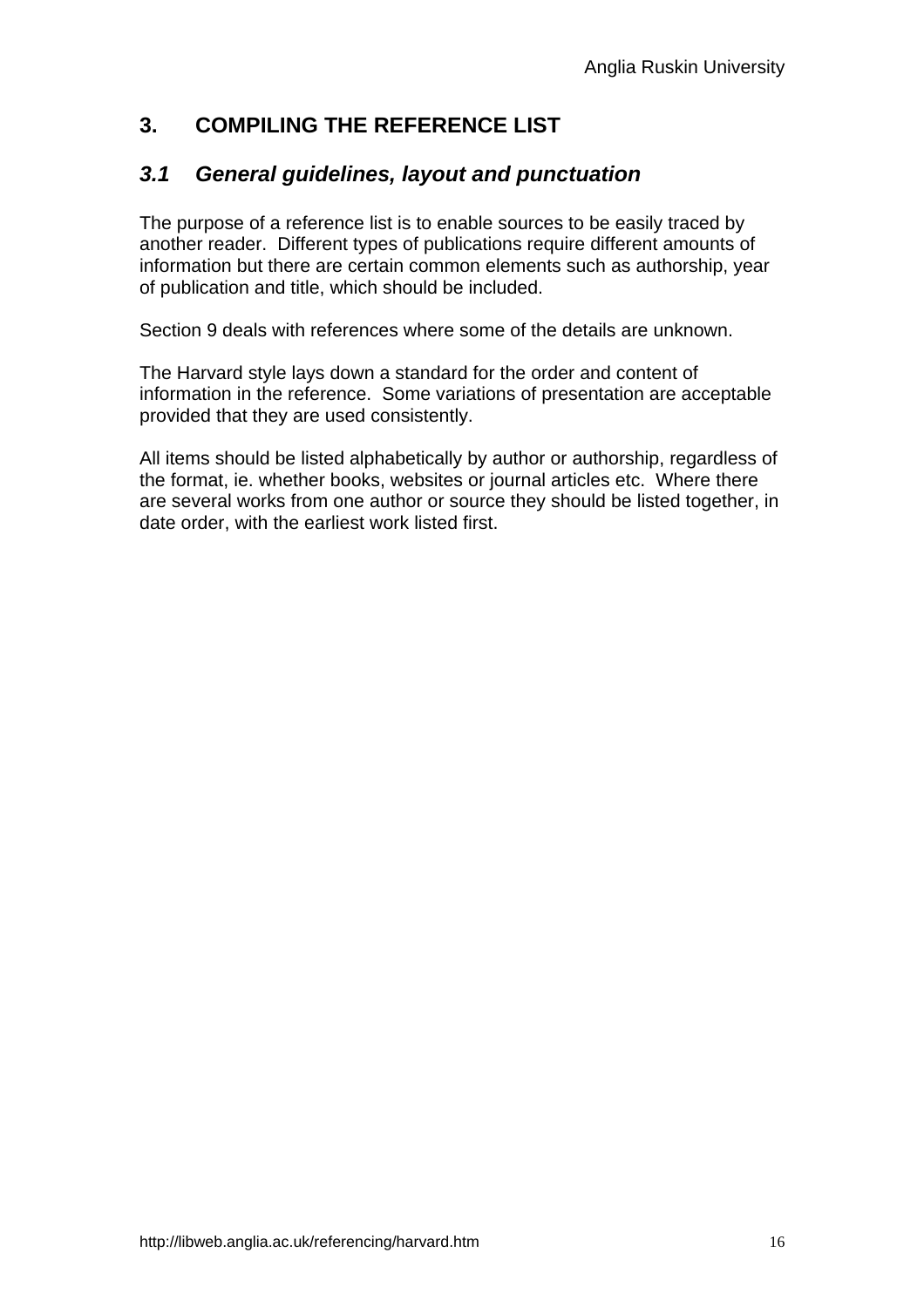# 3. COMPILING THE REFERENCE LIST

## *3.1 General guidelines, layout and punctuation*

The purpose of a reference list is to enable sources to be easily traced by another reader. Different types of publications require different amounts of information but there are certain common elements such as authorship, year of publication and title, which should be included.

Section 9 deals with references where some of the details are unknown.

The Harvard style lays down a standard for the order and content of information in the reference. Some variations of presentation are acceptable provided that they are used consistently.

All items should be listed alphabetically by author or authorship, regardless of the format, ie. whether books, websites or journal articles etc. Where there are several works from one author or source they should be listed together, in date order, with the earliest work listed first.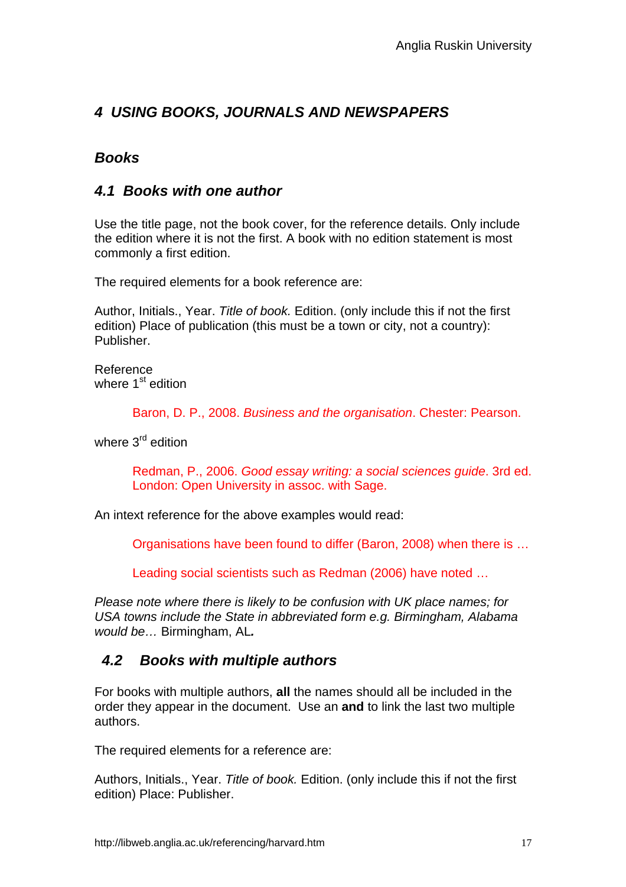## *4 USING BOOKS, JOURNALS AND NEWSPAPERS*

### *Books*

### *4.1 Books with one author*

Use the title page, not the book cover, for the reference details. Only include the edition where it is not the first. A book with no edition statement is most commonly a first edition.

The required elements for a book reference are:

Author, Initials., Year. *Title of book.* Edition. (only include this if not the first edition) Place of publication (this must be a town or city, not a country): Publisher.

Reference
where 1st edition

> Baron, D. P., 2008. *Business and the organisation*. Chester: Pearson.

where 3rd edition

> Redman, P., 2006. *Good essay writing: a social sciences guide*. 3rd ed. London: Open University in assoc. with Sage.

An intext reference for the above examples would read:

> Organisations have been found to differ (Baron, 2008) when there is …

> Leading social scientists such as Redman (2006) have noted …

*Please note where there is likely to be confusion with UK place names; for USA towns include the State in abbreviated form e.g. Birmingham, Alabama would be…* Birmingham, AL*.*

### *4.2 Books with multiple authors*

For books with multiple authors, **all** the names should all be included in the order they appear in the document. Use an **and** to link the last two multiple authors.

The required elements for a reference are:

Authors, Initials., Year. *Title of book.* Edition. (only include this if not the first edition) Place: Publisher.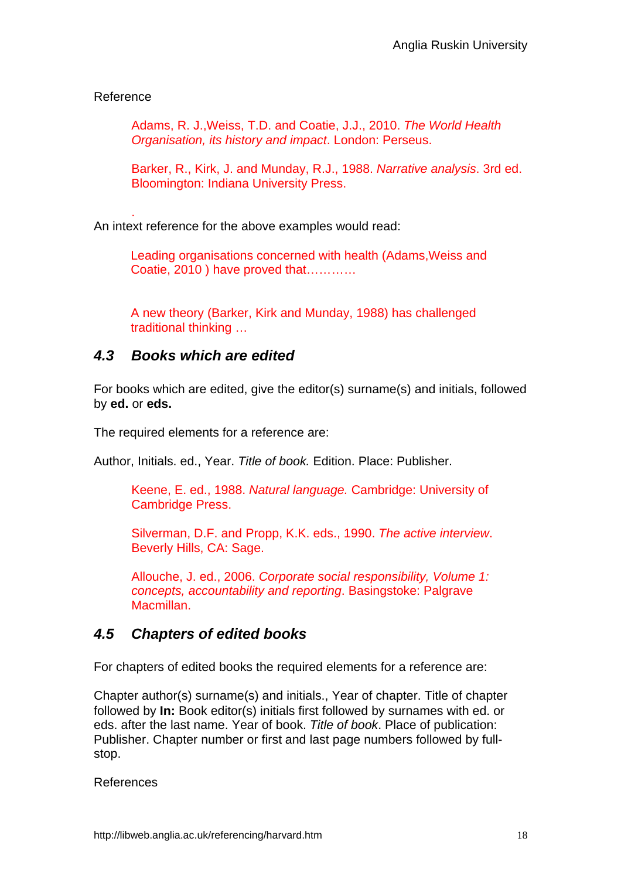Reference

> Adams, R. J.,Weiss, T.D. and Coatie, J.J., 2010. *The World Health Organisation, its history and impact*. London: Perseus.
>
> Barker, R., Kirk, J. and Munday, R.J., 1988. *Narrative analysis*. 3rd ed. Bloomington: Indiana University Press.
>
> .

An intext reference for the above examples would read:

> Leading organisations concerned with health (Adams,Weiss and Coatie, 2010 ) have proved that…………
>
> A new theory (Barker, Kirk and Munday, 1988) has challenged traditional thinking …

### *4.3 Books which are edited*

For books which are edited, give the editor(s) surname(s) and initials, followed by **ed.** or **eds.**

The required elements for a reference are:

Author, Initials. ed., Year. *Title of book.* Edition. Place: Publisher.

> Keene, E. ed., 1988. *Natural language.* Cambridge: University of Cambridge Press.
>
> Silverman, D.F. and Propp, K.K. eds., 1990. *The active interview*. Beverly Hills, CA: Sage.
>
> Allouche, J. ed., 2006. *Corporate social responsibility, Volume 1: concepts, accountability and reporting*. Basingstoke: Palgrave Macmillan.

### *4.5 Chapters of edited books*

For chapters of edited books the required elements for a reference are:

Chapter author(s) surname(s) and initials., Year of chapter. Title of chapter followed by **In:** Book editor(s) initials first followed by surnames with ed. or eds. after the last name. Year of book. *Title of book*. Place of publication: Publisher. Chapter number or first and last page numbers followed by full-stop.

References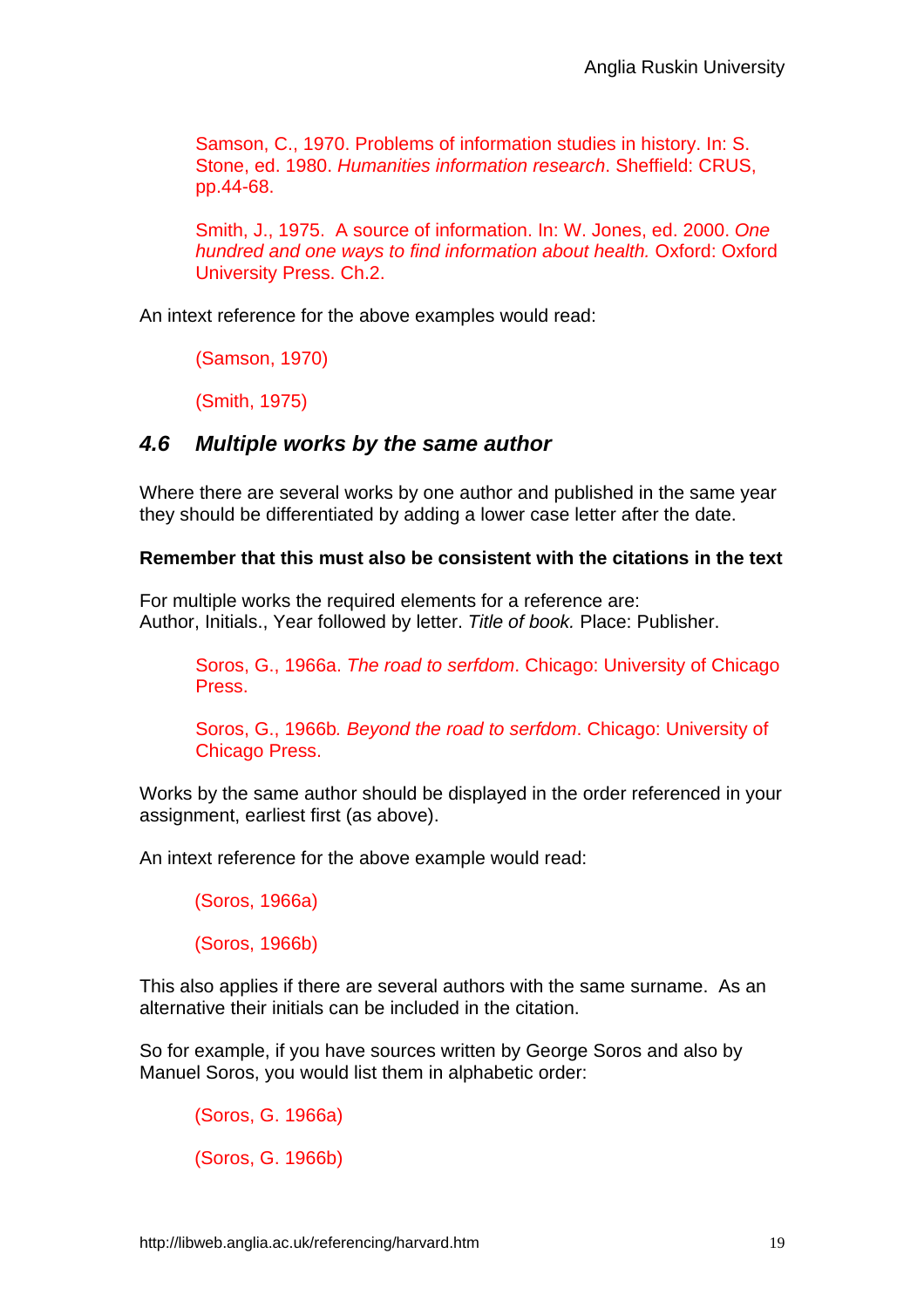Samson, C., 1970. Problems of information studies in history. In: S. Stone, ed. 1980. *Humanities information research*. Sheffield: CRUS, pp.44-68.

Smith, J., 1975. A source of information. In: W. Jones, ed. 2000. *One hundred and one ways to find information about health.* Oxford: Oxford University Press. Ch.2.

An intext reference for the above examples would read:

(Samson, 1970)

(Smith, 1975)

### *4.6 Multiple works by the same author*

Where there are several works by one author and published in the same year they should be differentiated by adding a lower case letter after the date.

**Remember that this must also be consistent with the citations in the text**

For multiple works the required elements for a reference are:
Author, Initials., Year followed by letter. *Title of book.* Place: Publisher.

Soros, G., 1966a. *The road to serfdom*. Chicago: University of Chicago Press.

Soros, G., 1966b*. Beyond the road to serfdom*. Chicago: University of Chicago Press.

Works by the same author should be displayed in the order referenced in your assignment, earliest first (as above).

An intext reference for the above example would read:

(Soros, 1966a)

(Soros, 1966b)

This also applies if there are several authors with the same surname. As an alternative their initials can be included in the citation.

So for example, if you have sources written by George Soros and also by Manuel Soros, you would list them in alphabetic order:

(Soros, G. 1966a)

(Soros, G. 1966b)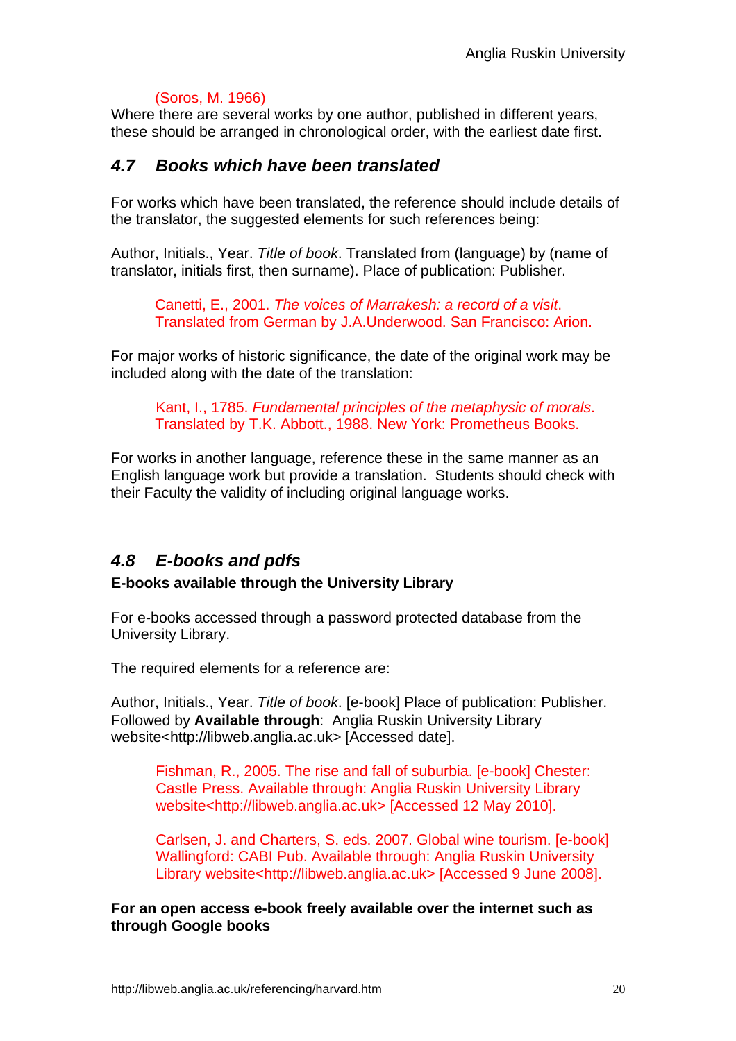(Soros, M. 1966)

Where there are several works by one author, published in different years, these should be arranged in chronological order, with the earliest date first.

## *4.7 Books which have been translated*

For works which have been translated, the reference should include details of the translator, the suggested elements for such references being:

Author, Initials., Year. *Title of book*. Translated from (language) by (name of translator, initials first, then surname). Place of publication: Publisher.

> Canetti, E., 2001. *The voices of Marrakesh: a record of a visit*. Translated from German by J.A.Underwood. San Francisco: Arion.

For major works of historic significance, the date of the original work may be included along with the date of the translation:

> Kant, I., 1785. *Fundamental principles of the metaphysic of morals*. Translated by T.K. Abbott., 1988. New York: Prometheus Books.

For works in another language, reference these in the same manner as an English language work but provide a translation. Students should check with their Faculty the validity of including original language works.

## *4.8 E-books and pdfs*

**E-books available through the University Library**

For e-books accessed through a password protected database from the University Library.

The required elements for a reference are:

Author, Initials., Year. *Title of book*. [e-book] Place of publication: Publisher. Followed by **Available through**: Anglia Ruskin University Library website<http://libweb.anglia.ac.uk> [Accessed date].

> Fishman, R., 2005. The rise and fall of suburbia. [e-book] Chester: Castle Press. Available through: Anglia Ruskin University Library website<http://libweb.anglia.ac.uk> [Accessed 12 May 2010].

> Carlsen, J. and Charters, S. eds. 2007. Global wine tourism. [e-book] Wallingford: CABI Pub. Available through: Anglia Ruskin University Library website<http://libweb.anglia.ac.uk> [Accessed 9 June 2008].

**For an open access e-book freely available over the internet such as through Google books**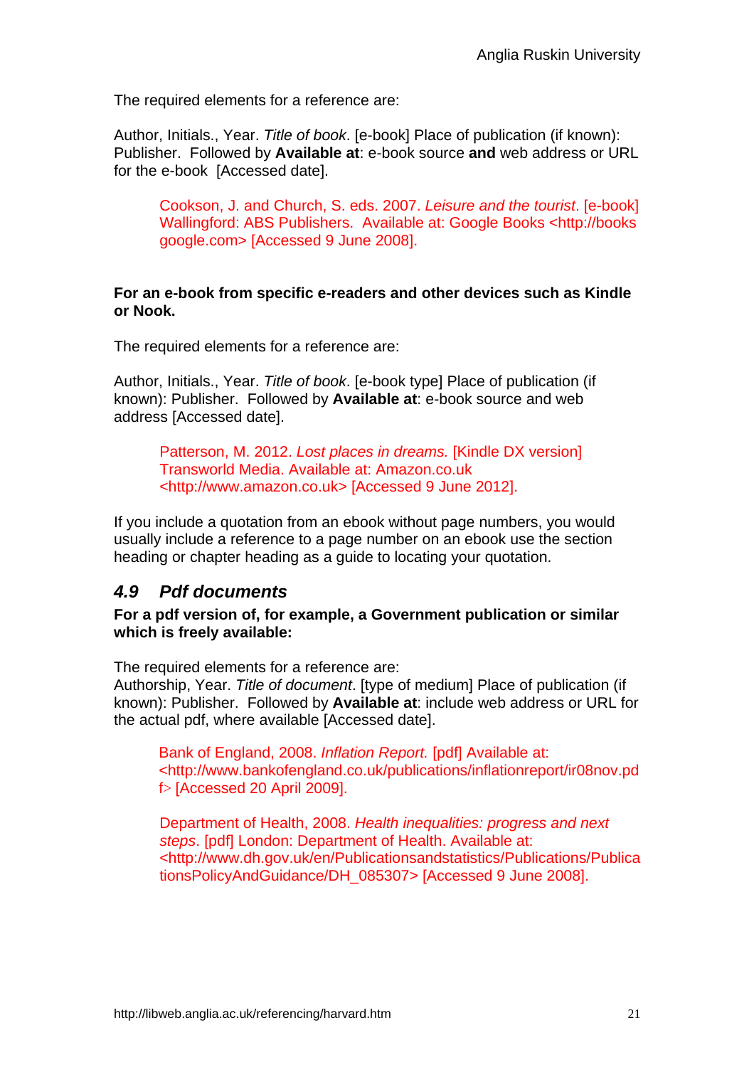The required elements for a reference are:

Author, Initials., Year. *Title of book*. [e-book] Place of publication (if known): Publisher. Followed by **Available at**: e-book source **and** web address or URL for the e-book [Accessed date].

> Cookson, J. and Church, S. eds. 2007. *Leisure and the tourist*. [e-book] Wallingford: ABS Publishers. Available at: Google Books <http://books google.com> [Accessed 9 June 2008].

**For an e-book from specific e-readers and other devices such as Kindle or Nook.**

The required elements for a reference are:

Author, Initials., Year. *Title of book*. [e-book type] Place of publication (if known): Publisher. Followed by **Available at**: e-book source and web address [Accessed date].

> Patterson, M. 2012. *Lost places in dreams.* [Kindle DX version] Transworld Media. Available at: Amazon.co.uk <http://www.amazon.co.uk> [Accessed 9 June 2012].

If you include a quotation from an ebook without page numbers, you would usually include a reference to a page number on an ebook use the section heading or chapter heading as a guide to locating your quotation.

## *4.9 Pdf documents*

**For a pdf version of, for example, a Government publication or similar which is freely available:**

The required elements for a reference are:
Authorship, Year. *Title of document*. [type of medium] Place of publication (if known): Publisher. Followed by **Available at**: include web address or URL for the actual pdf, where available [Accessed date].

> Bank of England, 2008. *Inflation Report.* [pdf] Available at: <http://www.bankofengland.co.uk/publications/inflationreport/ir08nov.pdf> [Accessed 20 April 2009].

> Department of Health, 2008. *Health inequalities: progress and next steps*. [pdf] London: Department of Health. Available at: <http://www.dh.gov.uk/en/Publicationsandstatistics/Publications/PublicationsPolicyAndGuidance/DH_085307> [Accessed 9 June 2008].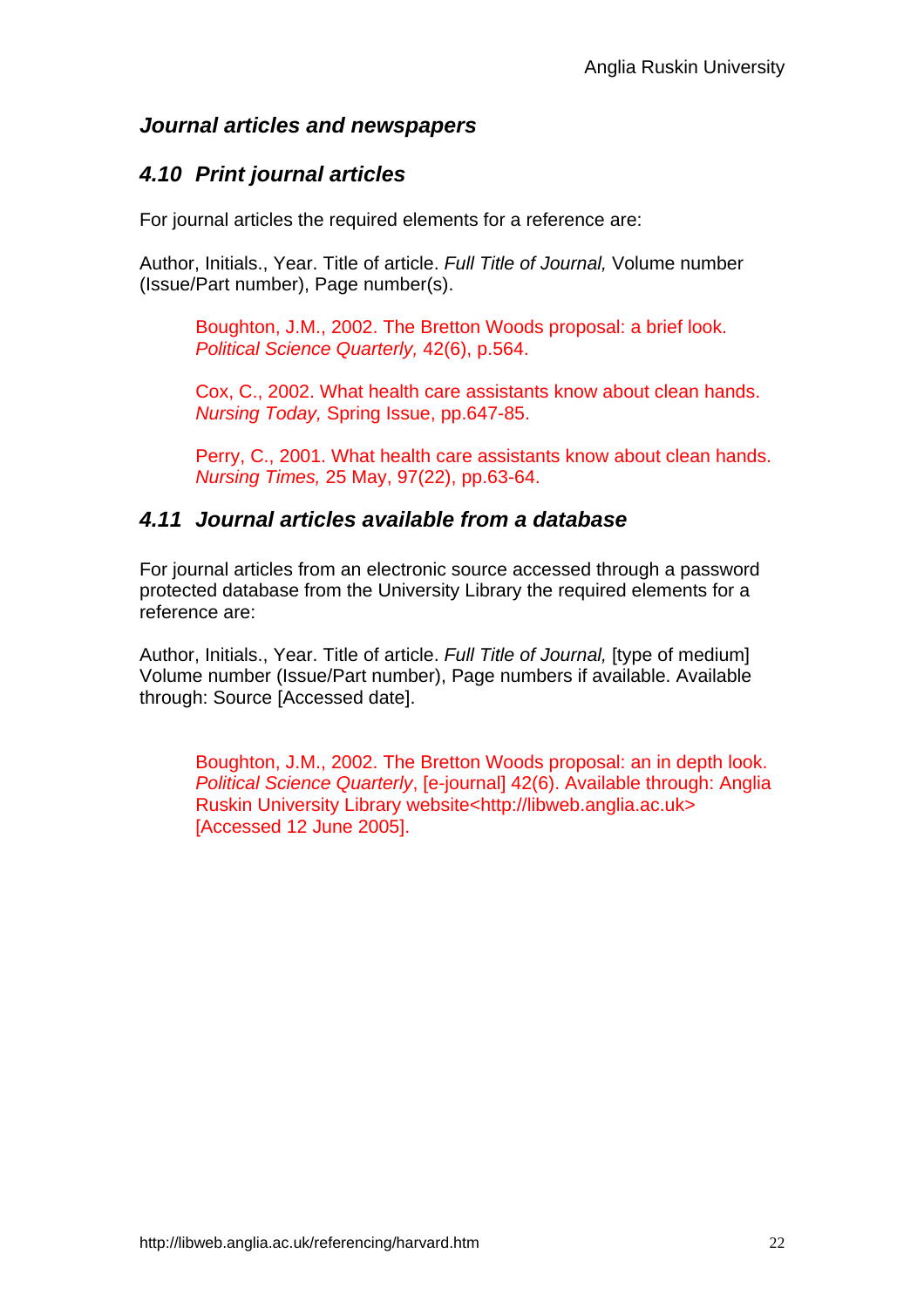### *Journal articles and newspapers*

### *4.10 Print journal articles*

For journal articles the required elements for a reference are:

Author, Initials., Year. Title of article. *Full Title of Journal,* Volume number (Issue/Part number), Page number(s).

> Boughton, J.M., 2002. The Bretton Woods proposal: a brief look. *Political Science Quarterly,* 42(6), p.564.
>
> Cox, C., 2002. What health care assistants know about clean hands. *Nursing Today,* Spring Issue, pp.647-85.
>
> Perry, C., 2001. What health care assistants know about clean hands. *Nursing Times,* 25 May, 97(22), pp.63-64.

### *4.11 Journal articles available from a database*

For journal articles from an electronic source accessed through a password protected database from the University Library the required elements for a reference are:

Author, Initials., Year. Title of article. *Full Title of Journal,* [type of medium] Volume number (Issue/Part number), Page numbers if available. Available through: Source [Accessed date].

> Boughton, J.M., 2002. The Bretton Woods proposal: an in depth look. *Political Science Quarterly*, [e-journal] 42(6). Available through: Anglia Ruskin University Library website<http://libweb.anglia.ac.uk> [Accessed 12 June 2005].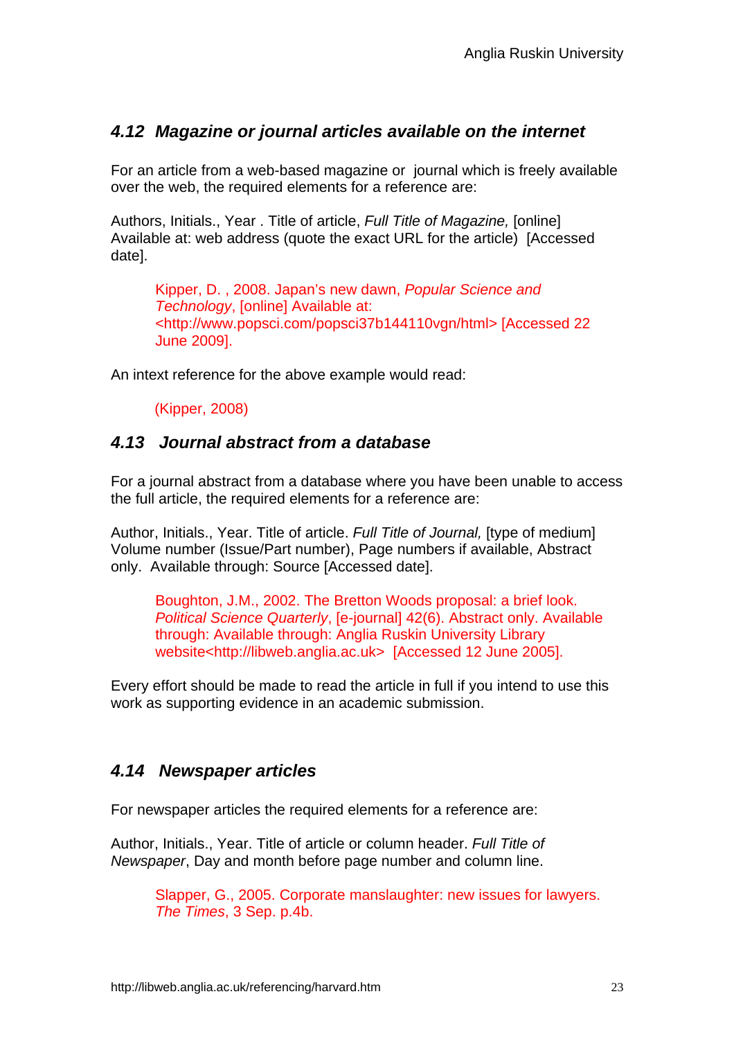### *4.12 Magazine or journal articles available on the internet*

For an article from a web-based magazine or journal which is freely available over the web, the required elements for a reference are:

Authors, Initials., Year . Title of article, *Full Title of Magazine,* [online] Available at: web address (quote the exact URL for the article) [Accessed date].

> Kipper, D. , 2008. Japan's new dawn, *Popular Science and Technology*, [online] Available at: <http://www.popsci.com/popsci37b144110vgn/html> [Accessed 22 June 2009].

An intext reference for the above example would read:

> (Kipper, 2008)

### *4.13 Journal abstract from a database*

For a journal abstract from a database where you have been unable to access the full article, the required elements for a reference are:

Author, Initials., Year. Title of article. *Full Title of Journal,* [type of medium] Volume number (Issue/Part number), Page numbers if available, Abstract only. Available through: Source [Accessed date].

> Boughton, J.M., 2002. The Bretton Woods proposal: a brief look. *Political Science Quarterly*, [e-journal] 42(6). Abstract only. Available through: Available through: Anglia Ruskin University Library website<http://libweb.anglia.ac.uk> [Accessed 12 June 2005].

Every effort should be made to read the article in full if you intend to use this work as supporting evidence in an academic submission.

### *4.14 Newspaper articles*

For newspaper articles the required elements for a reference are:

Author, Initials., Year. Title of article or column header. *Full Title of Newspaper*, Day and month before page number and column line.

> Slapper, G., 2005. Corporate manslaughter: new issues for lawyers. *The Times*, 3 Sep. p.4b.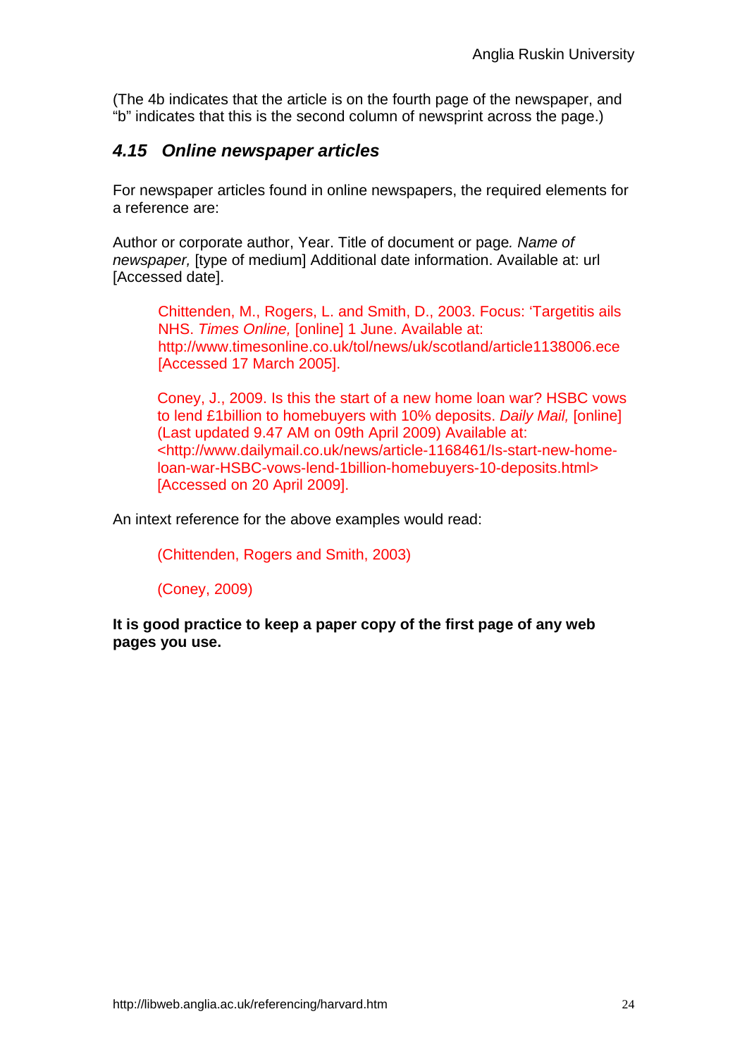(The 4b indicates that the article is on the fourth page of the newspaper, and "b" indicates that this is the second column of newsprint across the page.)

### *4.15 Online newspaper articles*

For newspaper articles found in online newspapers, the required elements for a reference are:

Author or corporate author, Year. Title of document or page*. Name of newspaper,* [type of medium] Additional date information. Available at: url [Accessed date].

> Chittenden, M., Rogers, L. and Smith, D., 2003. Focus: 'Targetitis ails NHS. *Times Online,* [online] 1 June. Available at: http://www.timesonline.co.uk/tol/news/uk/scotland/article1138006.ece [Accessed 17 March 2005].

> Coney, J., 2009. Is this the start of a new home loan war? HSBC vows to lend £1billion to homebuyers with 10% deposits. *Daily Mail,* [online] (Last updated 9.47 AM on 09th April 2009) Available at: <http://www.dailymail.co.uk/news/article-1168461/Is-start-new-home-loan-war-HSBC-vows-lend-1billion-homebuyers-10-deposits.html> [Accessed on 20 April 2009].

An intext reference for the above examples would read:

> (Chittenden, Rogers and Smith, 2003)

> (Coney, 2009)

**It is good practice to keep a paper copy of the first page of any web pages you use.**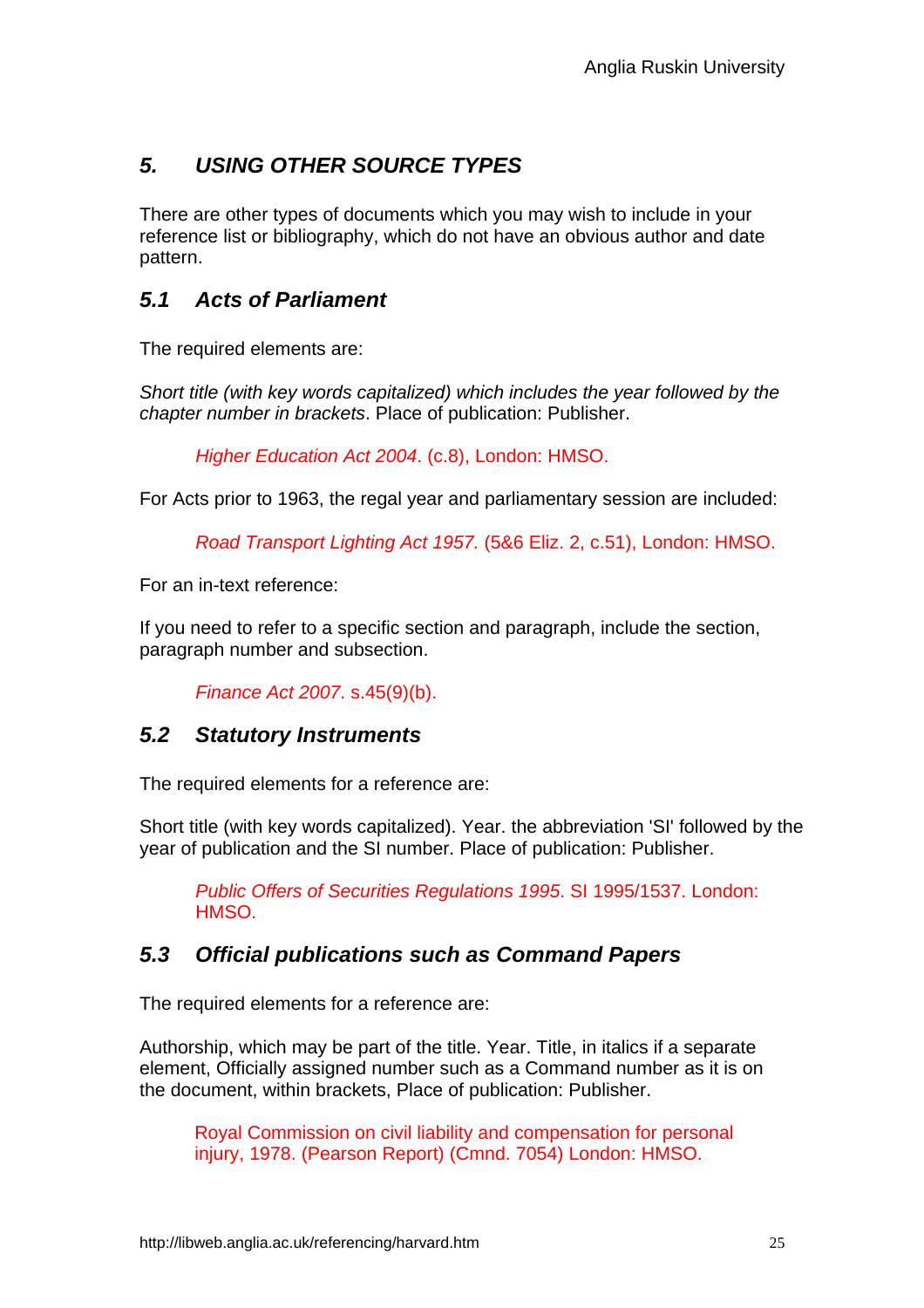## 5. USING OTHER SOURCE TYPES

There are other types of documents which you may wish to include in your reference list or bibliography, which do not have an obvious author and date pattern.

### 5.1 Acts of Parliament

The required elements are:

*Short title (with key words capitalized) which includes the year followed by the chapter number in brackets*. Place of publication: Publisher.

> *Higher Education Act 2004*. (c.8), London: HMSO.

For Acts prior to 1963, the regal year and parliamentary session are included:

> *Road Transport Lighting Act 1957*. (5&6 Eliz. 2, c.51), London: HMSO.

For an in-text reference:

If you need to refer to a specific section and paragraph, include the section, paragraph number and subsection.

> *Finance Act 2007*. s.45(9)(b).

### 5.2 Statutory Instruments

The required elements for a reference are:

Short title (with key words capitalized). Year. the abbreviation 'SI' followed by the year of publication and the SI number. Place of publication: Publisher.

> *Public Offers of Securities Regulations 1995*. SI 1995/1537. London: HMSO.

### 5.3 Official publications such as Command Papers

The required elements for a reference are:

Authorship, which may be part of the title. Year. Title, in italics if a separate element, Officially assigned number such as a Command number as it is on the document, within brackets, Place of publication: Publisher.

> Royal Commission on civil liability and compensation for personal injury, 1978. (Pearson Report) (Cmnd. 7054) London: HMSO.

http://libweb.anglia.ac.uk/referencing/harvard.htm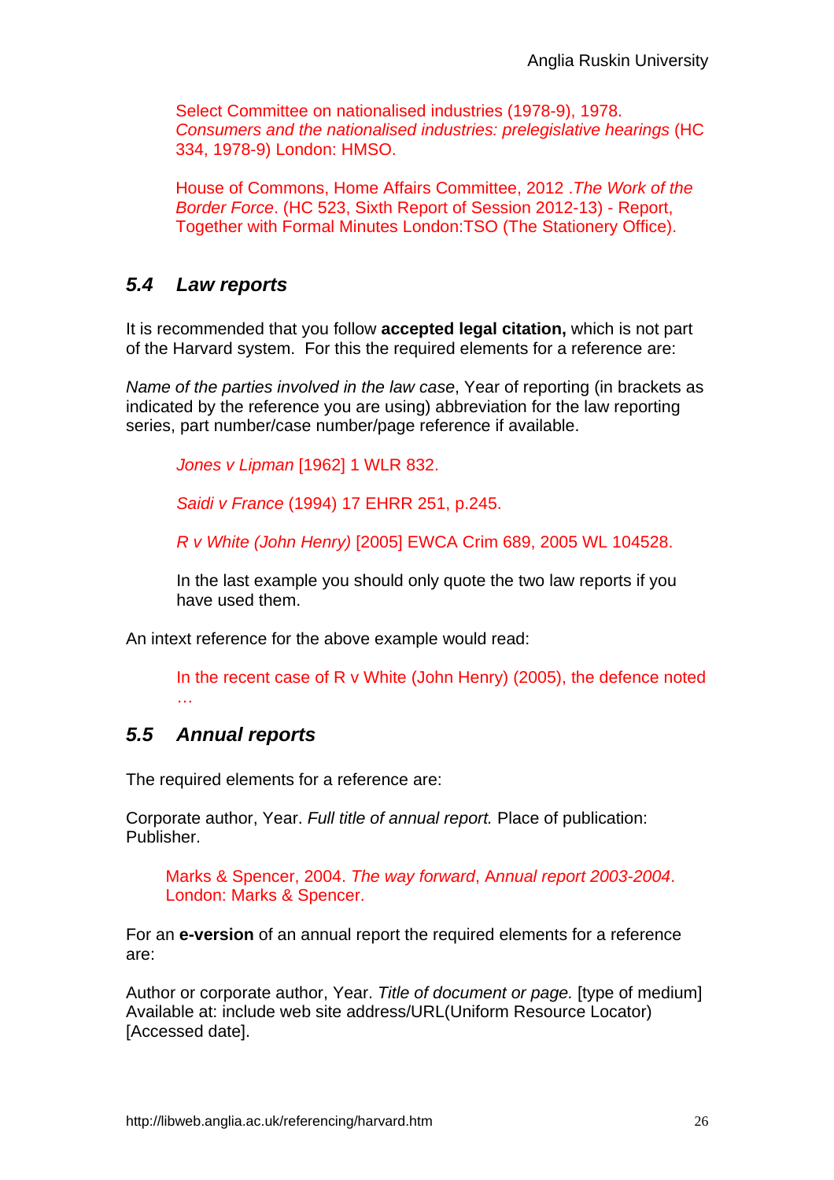Select Committee on nationalised industries (1978-9), 1978. *Consumers and the nationalised industries: prelegislative hearings* (HC 334, 1978-9) London: HMSO.

House of Commons, Home Affairs Committee, 2012 .*The Work of the Border Force*. (HC 523, Sixth Report of Session 2012-13) - Report, Together with Formal Minutes London:TSO (The Stationery Office).

### *5.4 Law reports*

It is recommended that you follow **accepted legal citation,** which is not part of the Harvard system. For this the required elements for a reference are:

*Name of the parties involved in the law case*, Year of reporting (in brackets as indicated by the reference you are using) abbreviation for the law reporting series, part number/case number/page reference if available.

*Jones v Lipman* [1962] 1 WLR 832.

*Saidi v France* (1994) 17 EHRR 251, p.245.

*R v White (John Henry)* [2005] EWCA Crim 689, 2005 WL 104528.

In the last example you should only quote the two law reports if you have used them.

An intext reference for the above example would read:

In the recent case of R v White (John Henry) (2005), the defence noted …

### *5.5 Annual reports*

The required elements for a reference are:

Corporate author, Year. *Full title of annual report.* Place of publication: Publisher.

Marks & Spencer, 2004. *The way forward*, *Annual report 2003-2004*. London: Marks & Spencer.

For an **e-version** of an annual report the required elements for a reference are:

Author or corporate author, Year. *Title of document or page.* [type of medium] Available at: include web site address/URL(Uniform Resource Locator) [Accessed date].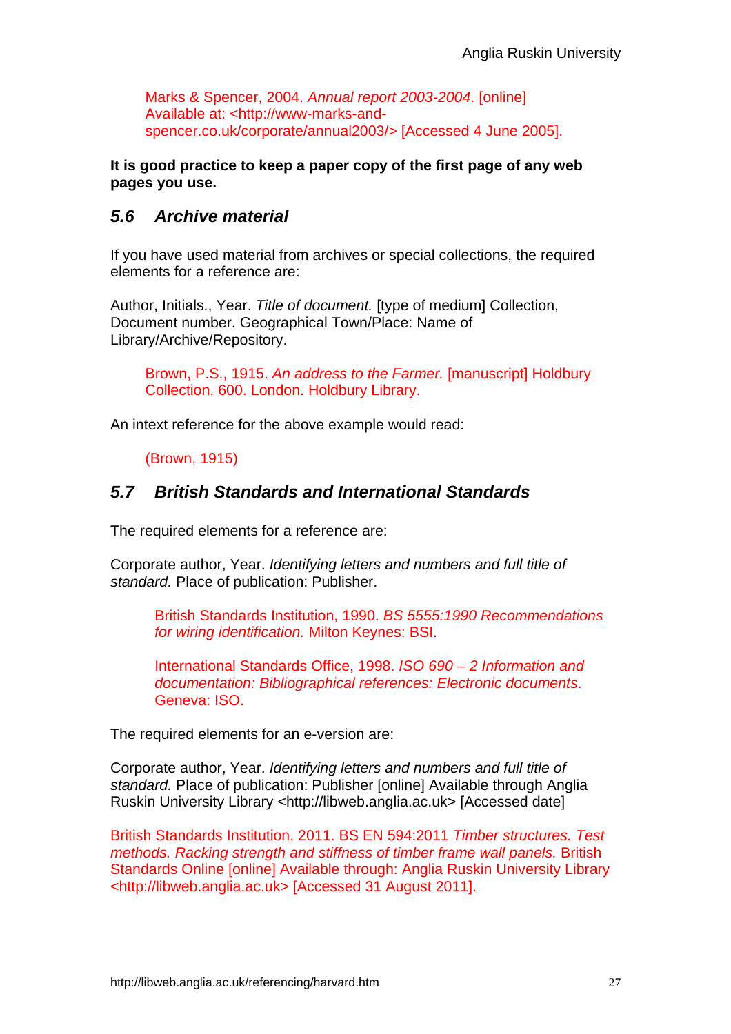Marks & Spencer, 2004. *Annual report 2003-2004.* [online] Available at: <http://www-marks-and-spencer.co.uk/corporate/annual2003/> [Accessed 4 June 2005].

**It is good practice to keep a paper copy of the first page of any web pages you use.**

## *5.6 Archive material*

If you have used material from archives or special collections, the required elements for a reference are:

Author, Initials., Year. *Title of document.* [type of medium] Collection, Document number. Geographical Town/Place: Name of Library/Archive/Repository.

Brown, P.S., 1915. *An address to the Farmer.* [manuscript] Holdbury Collection. 600. London. Holdbury Library.

An intext reference for the above example would read:

(Brown, 1915)

## *5.7 British Standards and International Standards*

The required elements for a reference are:

Corporate author, Year. *Identifying letters and numbers and full title of standard.* Place of publication: Publisher.

British Standards Institution, 1990. *BS 5555:1990 Recommendations for wiring identification.* Milton Keynes: BSI.

International Standards Office, 1998. *ISO 690 – 2 Information and documentation: Bibliographical references: Electronic documents*. Geneva: ISO.

The required elements for an e-version are:

Corporate author, Year. *Identifying letters and numbers and full title of standard.* Place of publication: Publisher [online] Available through Anglia Ruskin University Library <http://libweb.anglia.ac.uk> [Accessed date]

British Standards Institution, 2011. BS EN 594:2011 *Timber structures. Test methods. Racking strength and stiffness of timber frame wall panels.* British Standards Online [online] Available through: Anglia Ruskin University Library <http://libweb.anglia.ac.uk> [Accessed 31 August 2011].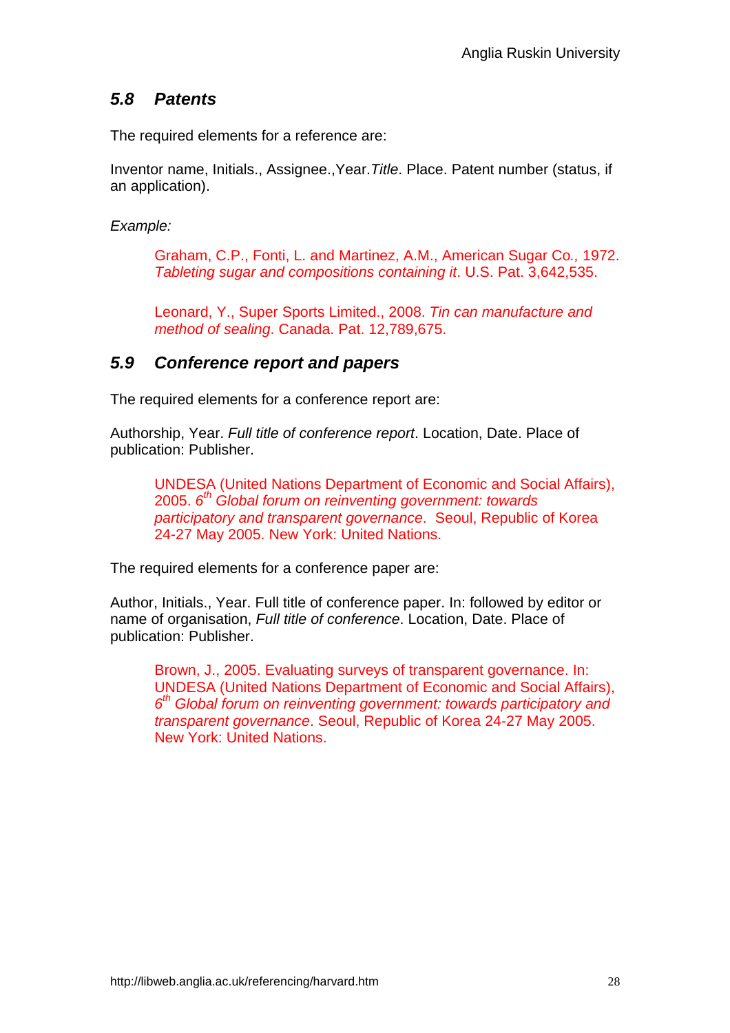## 5.8 Patents

The required elements for a reference are:

Inventor name, Initials., Assignee.,Year.*Title*. Place. Patent number (status, if an application).

*Example:*

> Graham, C.P., Fonti, L. and Martinez, A.M., American Sugar Co., 1972. *Tableting sugar and compositions containing it*. U.S. Pat. 3,642,535.
>
> Leonard, Y., Super Sports Limited., 2008. *Tin can manufacture and method of sealing*. Canada. Pat. 12,789,675.

## 5.9 Conference report and papers

The required elements for a conference report are:

Authorship, Year. *Full title of conference report*. Location, Date. Place of publication: Publisher.

> UNDESA (United Nations Department of Economic and Social Affairs), 2005. *6th Global forum on reinventing government: towards participatory and transparent governance*. Seoul, Republic of Korea 24-27 May 2005. New York: United Nations.

The required elements for a conference paper are:

Author, Initials., Year. Full title of conference paper. In: followed by editor or name of organisation, *Full title of conference*. Location, Date. Place of publication: Publisher.

> Brown, J., 2005. Evaluating surveys of transparent governance. In: UNDESA (United Nations Department of Economic and Social Affairs), *6th Global forum on reinventing government: towards participatory and transparent governance*. Seoul, Republic of Korea 24-27 May 2005. New York: United Nations.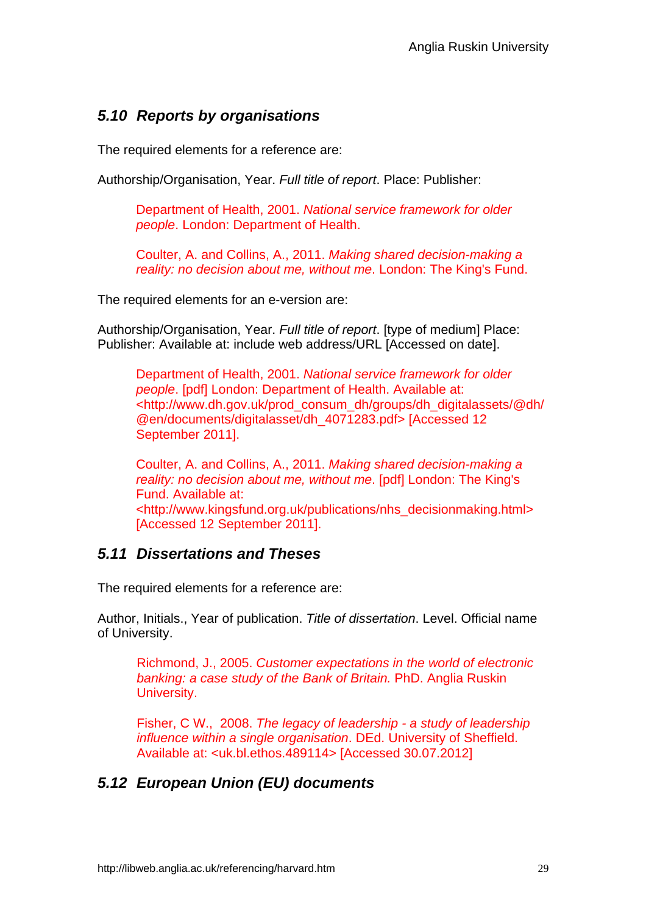### 5.10 *Reports by organisations*

The required elements for a reference are:

Authorship/Organisation, Year. *Full title of report*. Place: Publisher:

> Department of Health, 2001. *National service framework for older people*. London: Department of Health.
>
> Coulter, A. and Collins, A., 2011. *Making shared decision-making a reality: no decision about me, without me*. London: The King's Fund.

The required elements for an e-version are:

Authorship/Organisation, Year. *Full title of report*. [type of medium] Place: Publisher: Available at: include web address/URL [Accessed on date].

> Department of Health, 2001. *National service framework for older people*. [pdf] London: Department of Health. Available at: <http://www.dh.gov.uk/prod_consum_dh/groups/dh_digitalassets/@dh/@en/documents/digitalasset/dh_4071283.pdf> [Accessed 12 September 2011].
>
> Coulter, A. and Collins, A., 2011. *Making shared decision-making a reality: no decision about me, without me*. [pdf] London: The King's Fund. Available at: <http://www.kingsfund.org.uk/publications/nhs_decisionmaking.html> [Accessed 12 September 2011].

### 5.11 *Dissertations and Theses*

The required elements for a reference are:

Author, Initials., Year of publication. *Title of dissertation*. Level. Official name of University.

> Richmond, J., 2005. *Customer expectations in the world of electronic banking: a case study of the Bank of Britain.* PhD. Anglia Ruskin University.
>
> Fisher, C W., 2008. *The legacy of leadership - a study of leadership influence within a single organisation*. DEd. University of Sheffield. Available at: <uk.bl.ethos.489114> [Accessed 30.07.2012]

### 5.12 *European Union (EU) documents*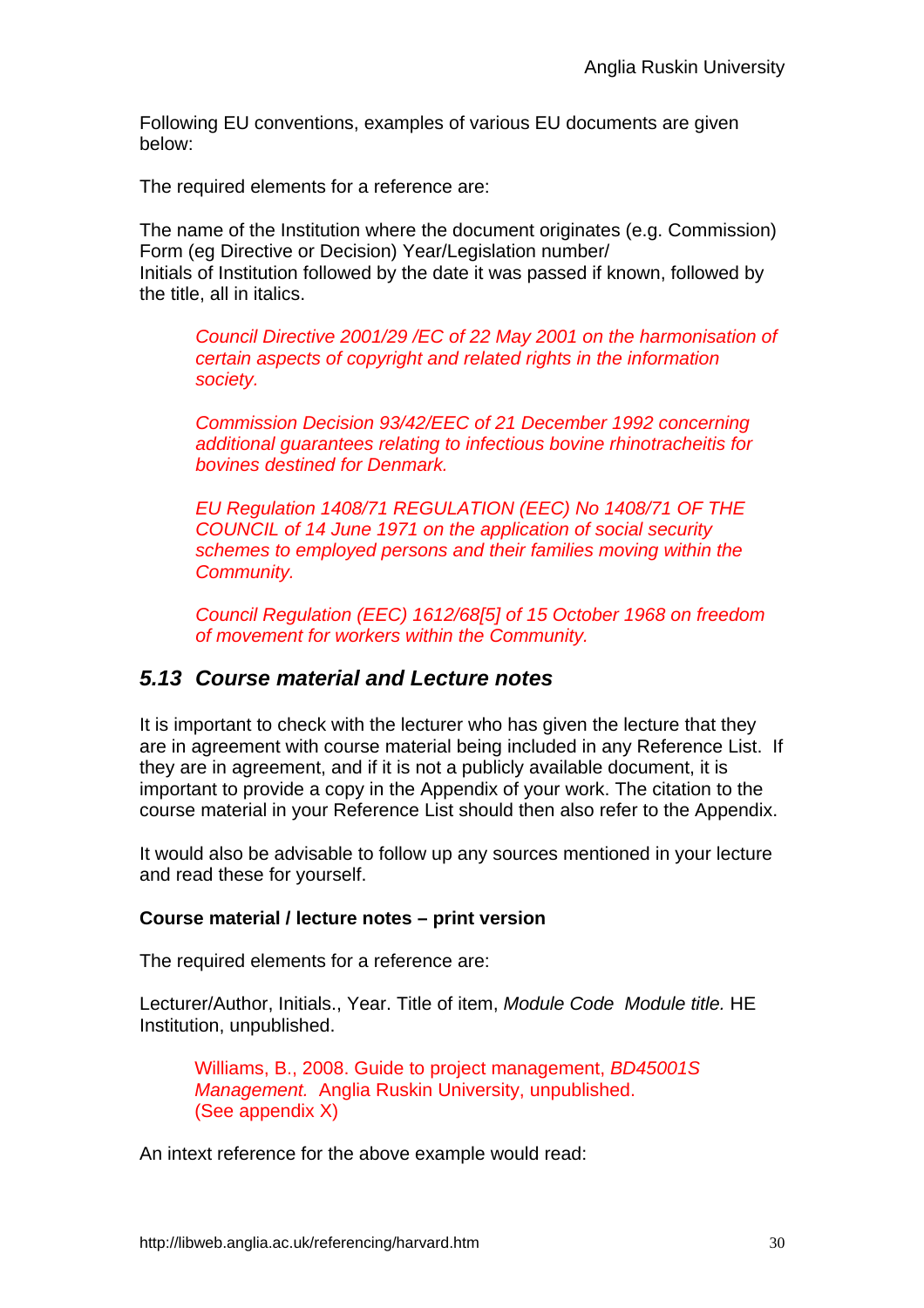Following EU conventions, examples of various EU documents are given below:

The required elements for a reference are:

The name of the Institution where the document originates (e.g. Commission) Form (eg Directive or Decision) Year/Legislation number/
Initials of Institution followed by the date it was passed if known, followed by the title, all in italics.

> *Council Directive 2001/29 /EC of 22 May 2001 on the harmonisation of certain aspects of copyright and related rights in the information society.*
>
> *Commission Decision 93/42/EEC of 21 December 1992 concerning additional guarantees relating to infectious bovine rhinotracheitis for bovines destined for Denmark.*
>
> *EU Regulation 1408/71 REGULATION (EEC) No 1408/71 OF THE COUNCIL of 14 June 1971 on the application of social security schemes to employed persons and their families moving within the Community.*
>
> *Council Regulation (EEC) 1612/68[5] of 15 October 1968 on freedom of movement for workers within the Community.*

## *5.13 Course material and Lecture notes*

It is important to check with the lecturer who has given the lecture that they are in agreement with course material being included in any Reference List. If they are in agreement, and if it is not a publicly available document, it is important to provide a copy in the Appendix of your work. The citation to the course material in your Reference List should then also refer to the Appendix.

It would also be advisable to follow up any sources mentioned in your lecture and read these for yourself.

**Course material / lecture notes – print version**

The required elements for a reference are:

Lecturer/Author, Initials., Year. Title of item, *Module Code Module title.* HE Institution, unpublished.

> Williams, B., 2008. Guide to project management, *BD45001S Management.* Anglia Ruskin University, unpublished.
> (See appendix X)

An intext reference for the above example would read: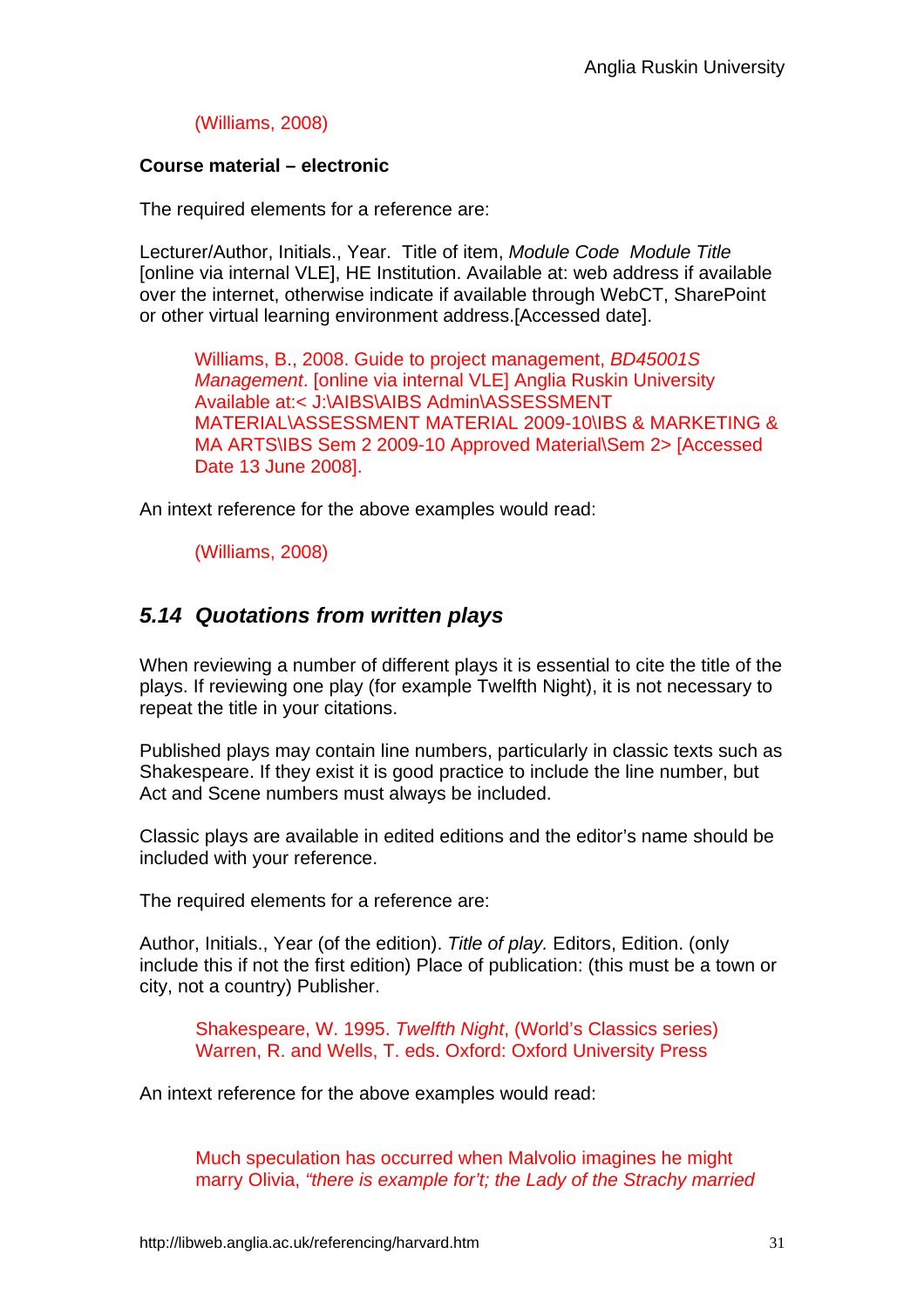(Williams, 2008)

**Course material – electronic**

The required elements for a reference are:

Lecturer/Author, Initials., Year. Title of item, *Module Code Module Title* [online via internal VLE], HE Institution. Available at: web address if available over the internet, otherwise indicate if available through WebCT, SharePoint or other virtual learning environment address.[Accessed date].

> Williams, B., 2008. Guide to project management, *BD45001S Management*. [online via internal VLE] Anglia Ruskin University Available at:< J:\AIBS\AIBS Admin\ASSESSMENT MATERIAL\ASSESSMENT MATERIAL 2009-10\IBS & MARKETING & MA ARTS\IBS Sem 2 2009-10 Approved Material\Sem 2> [Accessed Date 13 June 2008].

An intext reference for the above examples would read:

> (Williams, 2008)

## *5.14 Quotations from written plays*

When reviewing a number of different plays it is essential to cite the title of the plays. If reviewing one play (for example Twelfth Night), it is not necessary to repeat the title in your citations.

Published plays may contain line numbers, particularly in classic texts such as Shakespeare. If they exist it is good practice to include the line number, but Act and Scene numbers must always be included.

Classic plays are available in edited editions and the editor's name should be included with your reference.

The required elements for a reference are:

Author, Initials., Year (of the edition). *Title of play.* Editors, Edition. (only include this if not the first edition) Place of publication: (this must be a town or city, not a country) Publisher.

> Shakespeare, W. 1995. *Twelfth Night*, (World's Classics series) Warren, R. and Wells, T. eds. Oxford: Oxford University Press

An intext reference for the above examples would read:

> Much speculation has occurred when Malvolio imagines he might marry Olivia, *"there is example for't; the Lady of the Strachy married*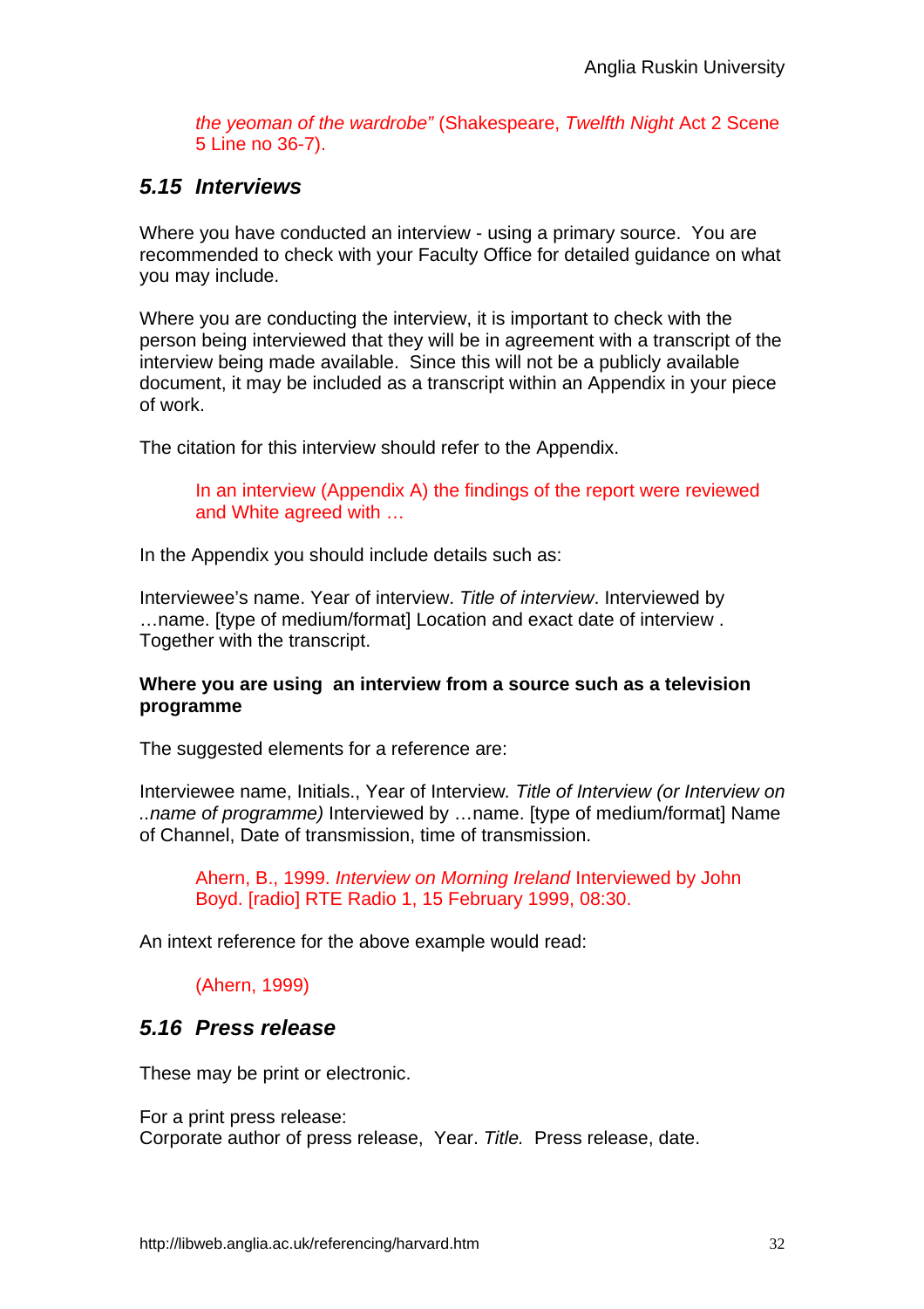*the yeoman of the wardrobe"* (Shakespeare, *Twelfth Night* Act 2 Scene 5 Line no 36-7).

## *5.15 Interviews*

Where you have conducted an interview - using a primary source. You are recommended to check with your Faculty Office for detailed guidance on what you may include.

Where you are conducting the interview, it is important to check with the person being interviewed that they will be in agreement with a transcript of the interview being made available. Since this will not be a publicly available document, it may be included as a transcript within an Appendix in your piece of work.

The citation for this interview should refer to the Appendix.

> In an interview (Appendix A) the findings of the report were reviewed and White agreed with …

In the Appendix you should include details such as:

Interviewee's name. Year of interview. *Title of interview*. Interviewed by …name. [type of medium/format] Location and exact date of interview . Together with the transcript.

**Where you are using an interview from a source such as a television programme**

The suggested elements for a reference are:

Interviewee name, Initials., Year of Interview*. Title of Interview (or Interview on ..name of programme)* Interviewed by …name. [type of medium/format] Name of Channel, Date of transmission, time of transmission.

> Ahern, B., 1999. *Interview on Morning Ireland* Interviewed by John Boyd. [radio] RTE Radio 1, 15 February 1999, 08:30.

An intext reference for the above example would read:

> (Ahern, 1999)

## *5.16 Press release*

These may be print or electronic.

For a print press release:
Corporate author of press release, Year. *Title.* Press release, date.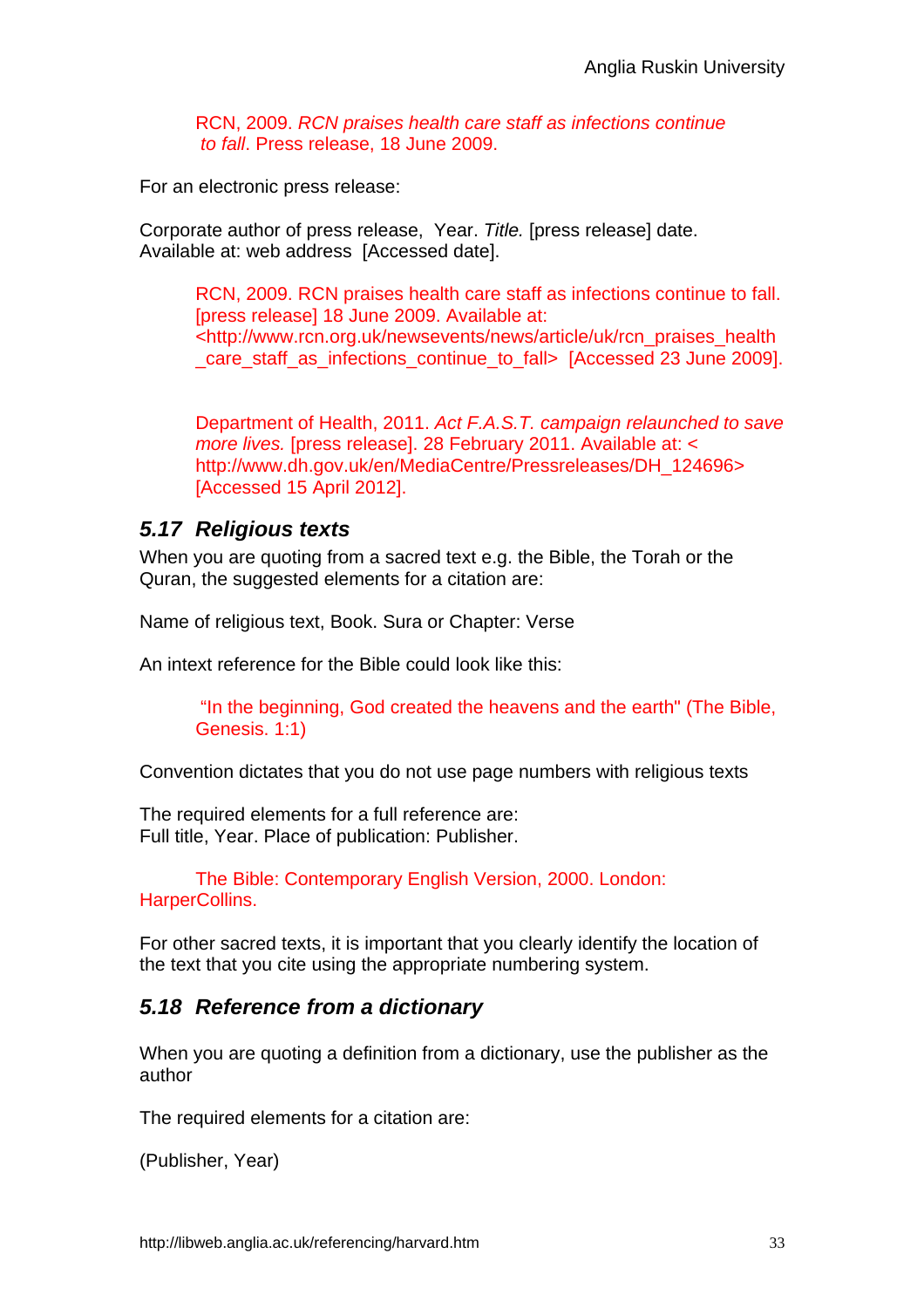RCN, 2009. *RCN praises health care staff as infections continue to fall*. Press release, 18 June 2009.

For an electronic press release:

Corporate author of press release, Year. *Title.* [press release] date. Available at: web address [Accessed date].

RCN, 2009. RCN praises health care staff as infections continue to fall. [press release] 18 June 2009. Available at: <http://www.rcn.org.uk/newsevents/news/article/uk/rcn_praises_health_care_staff_as_infections_continue_to_fall> [Accessed 23 June 2009].

Department of Health, 2011. *Act F.A.S.T. campaign relaunched to save more lives.* [press release]. 28 February 2011. Available at: < http://www.dh.gov.uk/en/MediaCentre/Pressreleases/DH_124696> [Accessed 15 April 2012].

## *5.17 Religious texts*

When you are quoting from a sacred text e.g. the Bible, the Torah or the Quran, the suggested elements for a citation are:

Name of religious text, Book. Sura or Chapter: Verse

An intext reference for the Bible could look like this:

"In the beginning, God created the heavens and the earth" (The Bible, Genesis. 1:1)

Convention dictates that you do not use page numbers with religious texts

The required elements for a full reference are:
Full title, Year. Place of publication: Publisher.

The Bible: Contemporary English Version, 2000. London: HarperCollins.

For other sacred texts, it is important that you clearly identify the location of the text that you cite using the appropriate numbering system.

## *5.18 Reference from a dictionary*

When you are quoting a definition from a dictionary, use the publisher as the author

The required elements for a citation are:

(Publisher, Year)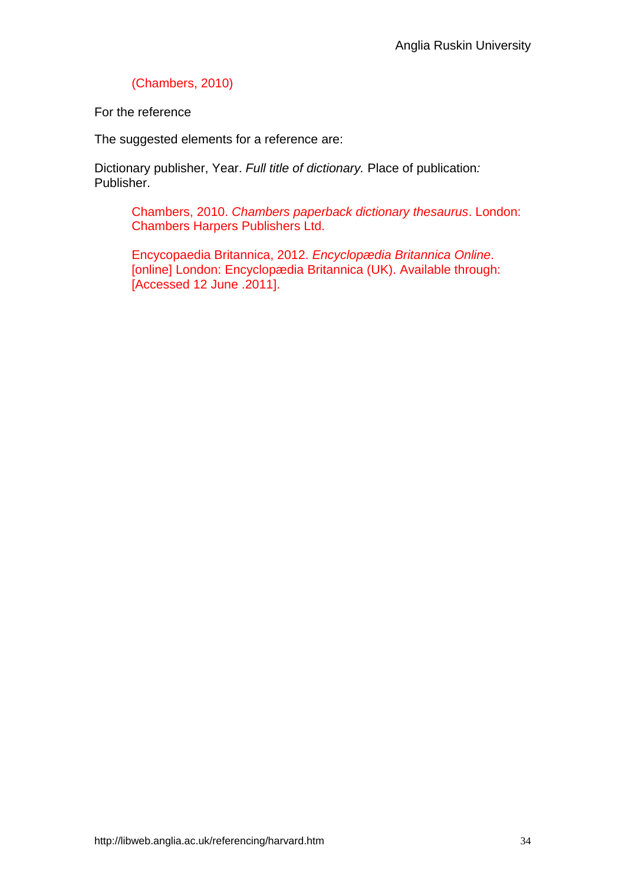(Chambers, 2010)

For the reference

The suggested elements for a reference are:

Dictionary publisher, Year. *Full title of dictionary.* Place of publication*:* Publisher.

Chambers, 2010. *Chambers paperback dictionary thesaurus*. London: Chambers Harpers Publishers Ltd.

Encycopaedia Britannica, 2012. *Encyclopædia Britannica Online*. [online] London: Encyclopædia Britannica (UK). Available through: [Accessed 12 June .2011].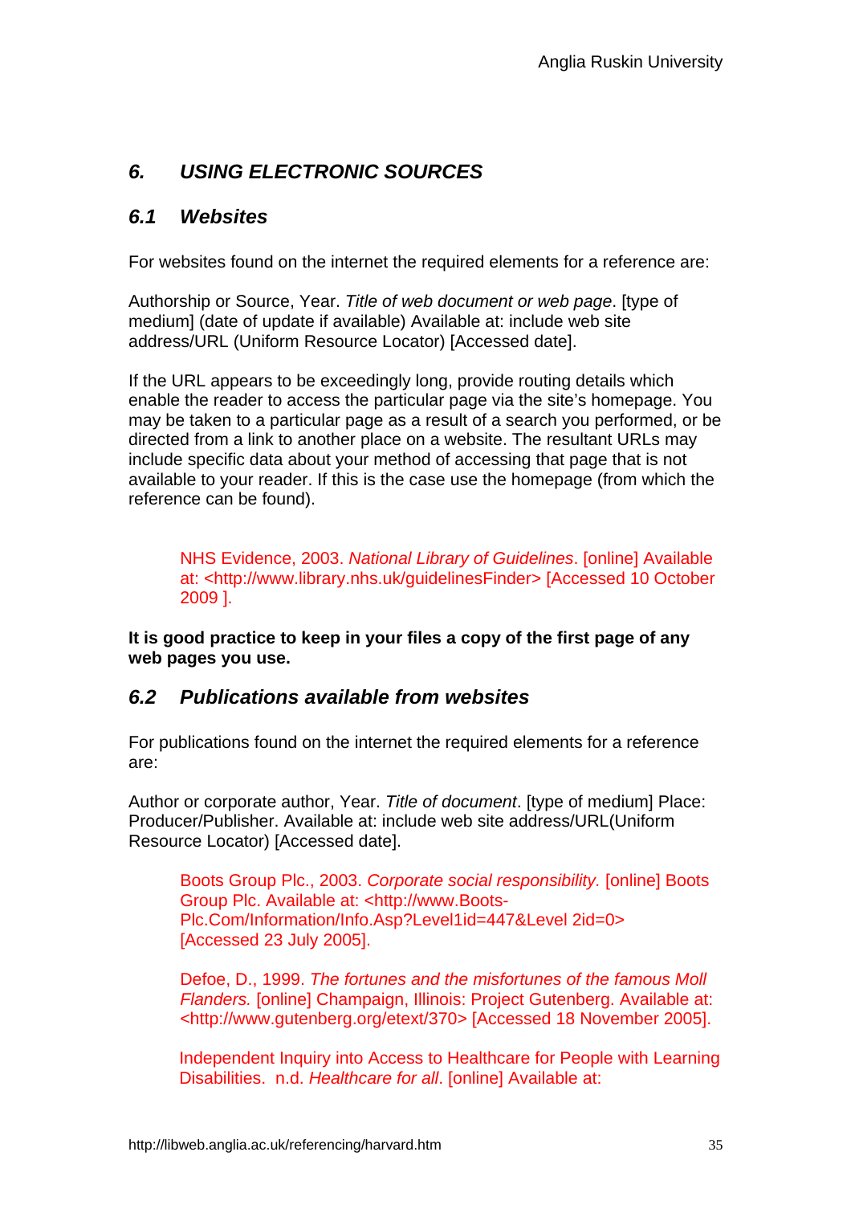## *6. USING ELECTRONIC SOURCES*

### *6.1 Websites*

For websites found on the internet the required elements for a reference are:

Authorship or Source, Year. *Title of web document or web page*. [type of medium] (date of update if available) Available at: include web site address/URL (Uniform Resource Locator) [Accessed date].

If the URL appears to be exceedingly long, provide routing details which enable the reader to access the particular page via the site's homepage. You may be taken to a particular page as a result of a search you performed, or be directed from a link to another place on a website. The resultant URLs may include specific data about your method of accessing that page that is not available to your reader. If this is the case use the homepage (from which the reference can be found).

> NHS Evidence, 2003. *National Library of Guidelines*. [online] Available at: <http://www.library.nhs.uk/guidelinesFinder> [Accessed 10 October 2009 ].

**It is good practice to keep in your files a copy of the first page of any web pages you use.**

### *6.2 Publications available from websites*

For publications found on the internet the required elements for a reference are:

Author or corporate author, Year. *Title of document*. [type of medium] Place: Producer/Publisher. Available at: include web site address/URL(Uniform Resource Locator) [Accessed date].

> Boots Group Plc., 2003. *Corporate social responsibility.* [online] Boots Group Plc. Available at: <http://www.Boots-Plc.Com/Information/Info.Asp?Level1id=447&Level 2id=0> [Accessed 23 July 2005].

> Defoe, D., 1999. *The fortunes and the misfortunes of the famous Moll Flanders.* [online] Champaign, Illinois: Project Gutenberg. Available at: <http://www.gutenberg.org/etext/370> [Accessed 18 November 2005].

> Independent Inquiry into Access to Healthcare for People with Learning Disabilities. n.d. *Healthcare for all*. [online] Available at: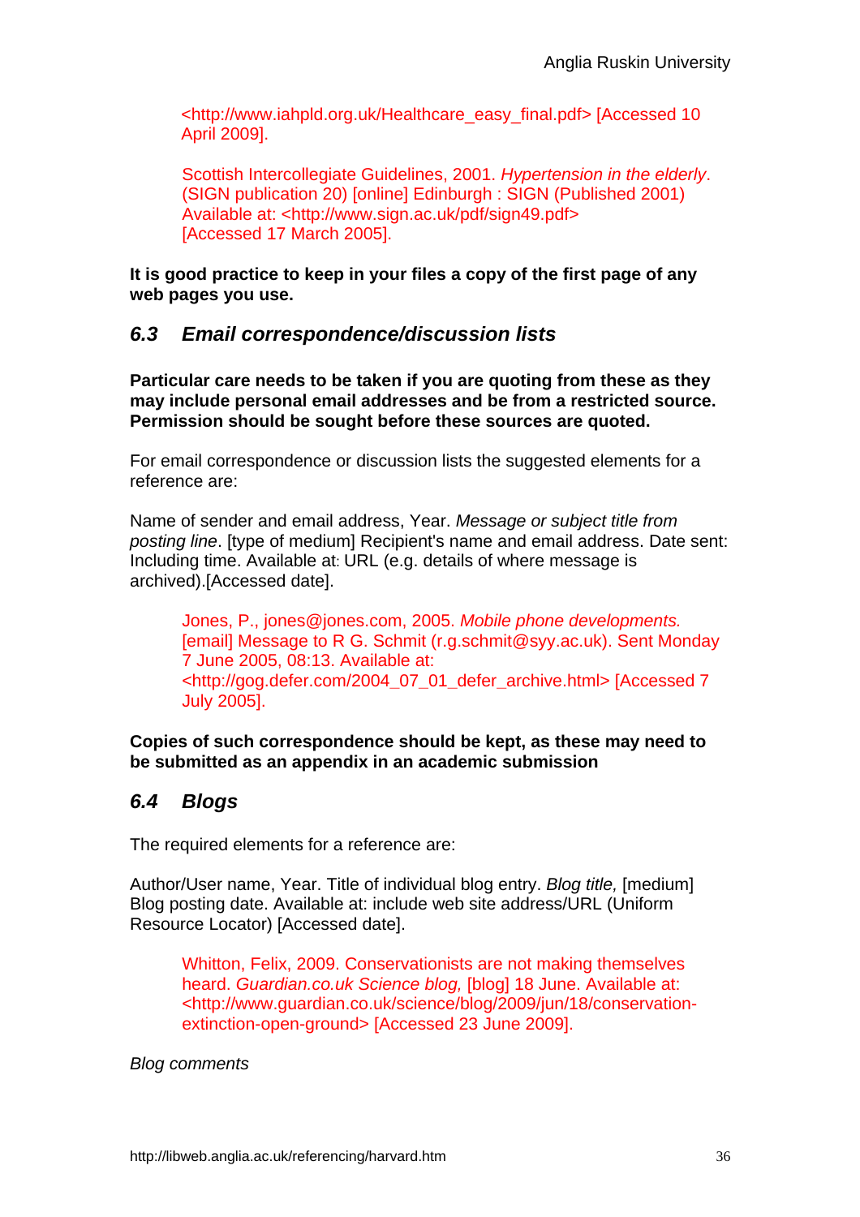<http://www.iahpld.org.uk/Healthcare_easy_final.pdf> [Accessed 10 April 2009].

Scottish Intercollegiate Guidelines, 2001. *Hypertension in the elderly*. (SIGN publication 20) [online] Edinburgh : SIGN (Published 2001) Available at: <http://www.sign.ac.uk/pdf/sign49.pdf> [Accessed 17 March 2005].

**It is good practice to keep in your files a copy of the first page of any web pages you use.**

## *6.3 Email correspondence/discussion lists*

**Particular care needs to be taken if you are quoting from these as they may include personal email addresses and be from a restricted source. Permission should be sought before these sources are quoted.**

For email correspondence or discussion lists the suggested elements for a reference are:

Name of sender and email address, Year. *Message or subject title from posting line*. [type of medium] Recipient's name and email address. Date sent: Including time. Available at: URL (e.g. details of where message is archived).[Accessed date].

> Jones, P., jones@jones.com, 2005. *Mobile phone developments.* [email] Message to R G. Schmit (r.g.schmit@syy.ac.uk). Sent Monday 7 June 2005, 08:13. Available at: <http://gog.defer.com/2004_07_01_defer_archive.html> [Accessed 7 July 2005].

**Copies of such correspondence should be kept, as these may need to be submitted as an appendix in an academic submission**

## *6.4 Blogs*

The required elements for a reference are:

Author/User name, Year. Title of individual blog entry. *Blog title,* [medium] Blog posting date. Available at: include web site address/URL (Uniform Resource Locator) [Accessed date].

> Whitton, Felix, 2009. Conservationists are not making themselves heard. *Guardian.co.uk Science blog,* [blog] 18 June. Available at: <http://www.guardian.co.uk/science/blog/2009/jun/18/conservation-extinction-open-ground> [Accessed 23 June 2009].

*Blog comments*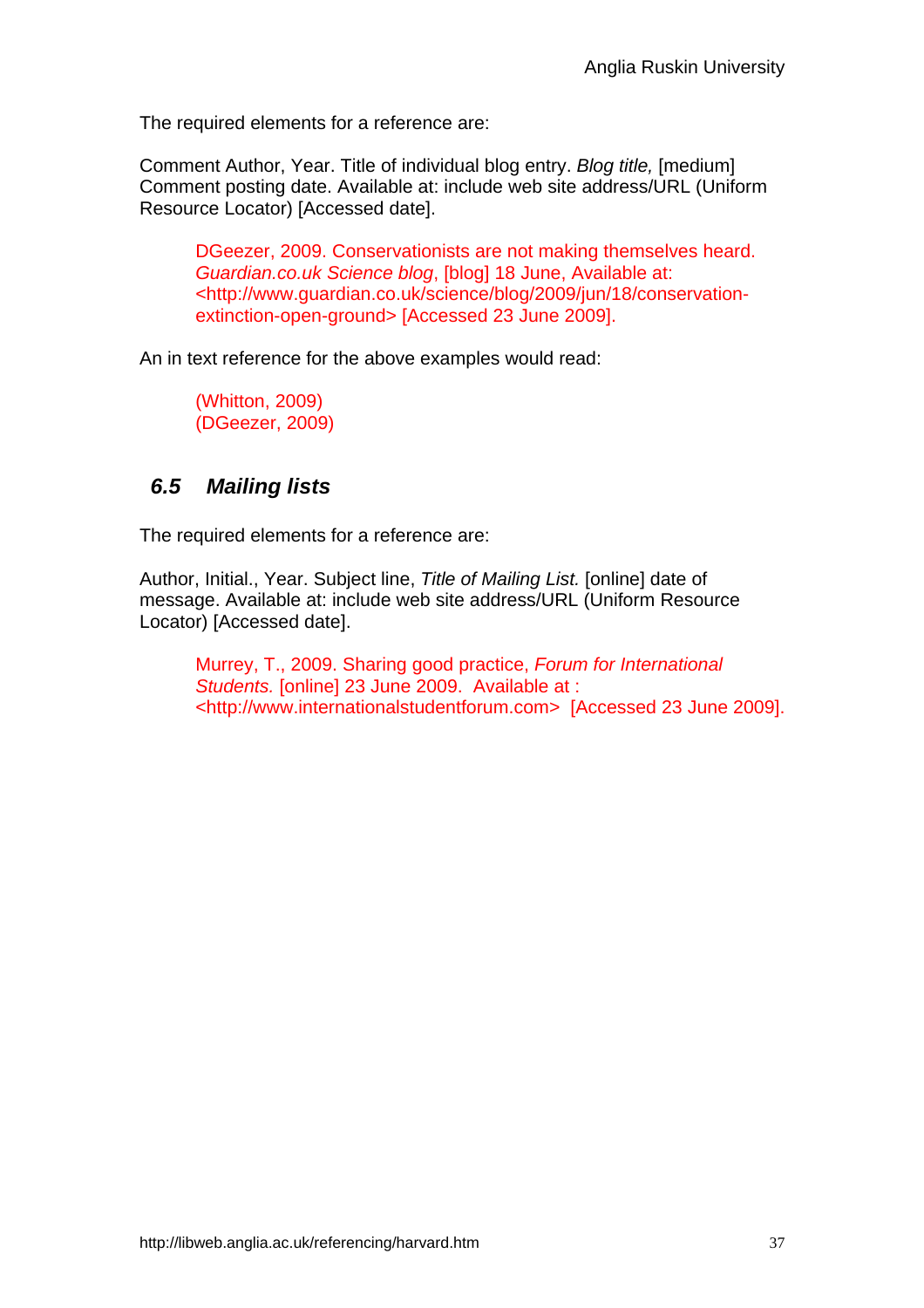The required elements for a reference are:

Comment Author, Year. Title of individual blog entry. *Blog title,* [medium] Comment posting date. Available at: include web site address/URL (Uniform Resource Locator) [Accessed date].

> DGeezer, 2009. Conservationists are not making themselves heard. *Guardian.co.uk Science blog*, [blog] 18 June, Available at: <http://www.guardian.co.uk/science/blog/2009/jun/18/conservation-extinction-open-ground> [Accessed 23 June 2009].

An in text reference for the above examples would read:

> (Whitton, 2009)
> (DGeezer, 2009)

## *6.5 Mailing lists*

The required elements for a reference are:

Author, Initial., Year. Subject line, *Title of Mailing List.* [online] date of message. Available at: include web site address/URL (Uniform Resource Locator) [Accessed date].

> Murrey, T., 2009. Sharing good practice, *Forum for International Students.* [online] 23 June 2009. Available at : <http://www.internationalstudentforum.com> [Accessed 23 June 2009].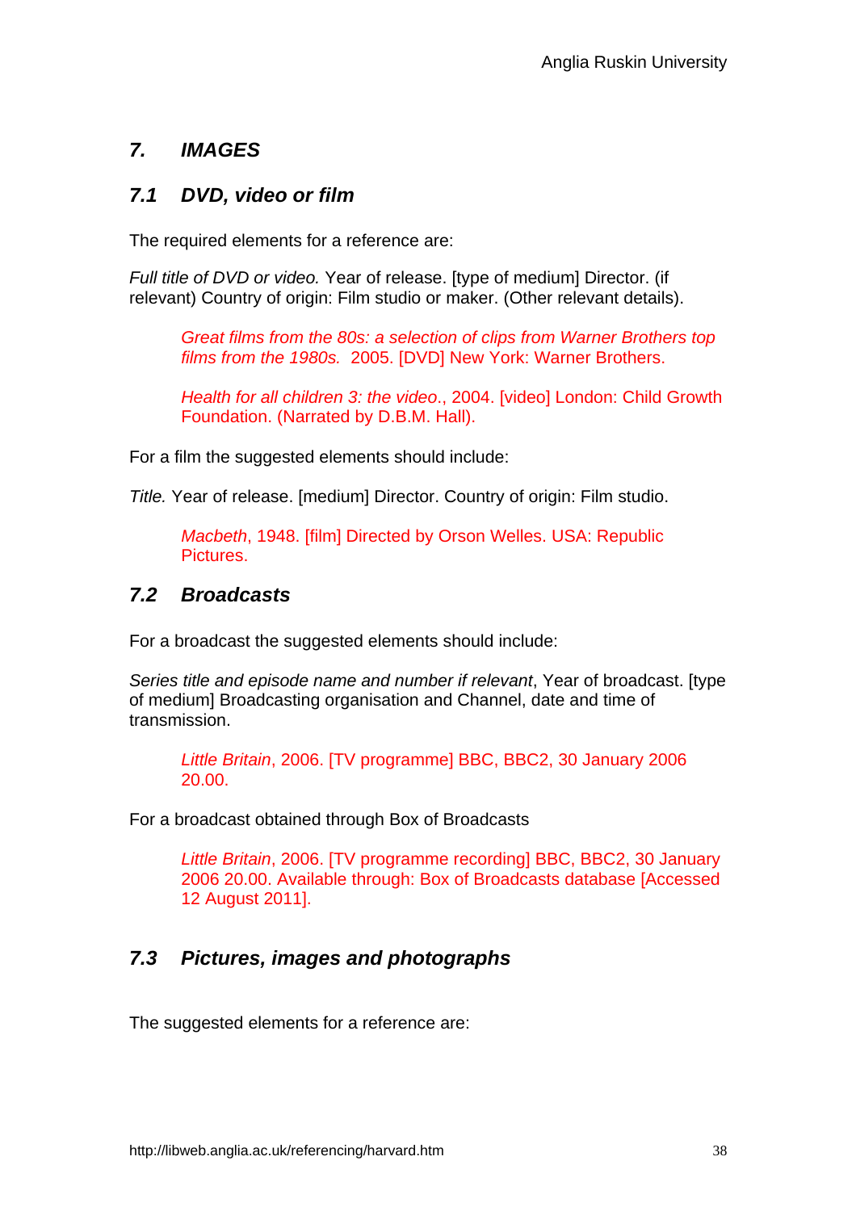## 7. *IMAGES*

### 7.1 *DVD, video or film*

The required elements for a reference are:

*Full title of DVD or video.* Year of release. [type of medium] Director. (if relevant) Country of origin: Film studio or maker. (Other relevant details).

> *Great films from the 80s: a selection of clips from Warner Brothers top films from the 1980s.* 2005. [DVD] New York: Warner Brothers.

> *Health for all children 3: the video*., 2004. [video] London: Child Growth Foundation. (Narrated by D.B.M. Hall).

For a film the suggested elements should include:

*Title.* Year of release. [medium] Director. Country of origin: Film studio.

> *Macbeth*, 1948. [film] Directed by Orson Welles. USA: Republic Pictures.

### 7.2 *Broadcasts*

For a broadcast the suggested elements should include:

*Series title and episode name and number if relevant*, Year of broadcast. [type of medium] Broadcasting organisation and Channel, date and time of transmission.

> *Little Britain*, 2006. [TV programme] BBC, BBC2, 30 January 2006 20.00.

For a broadcast obtained through Box of Broadcasts

> *Little Britain*, 2006. [TV programme recording] BBC, BBC2, 30 January 2006 20.00. Available through: Box of Broadcasts database [Accessed 12 August 2011].

### 7.3 *Pictures, images and photographs*

The suggested elements for a reference are: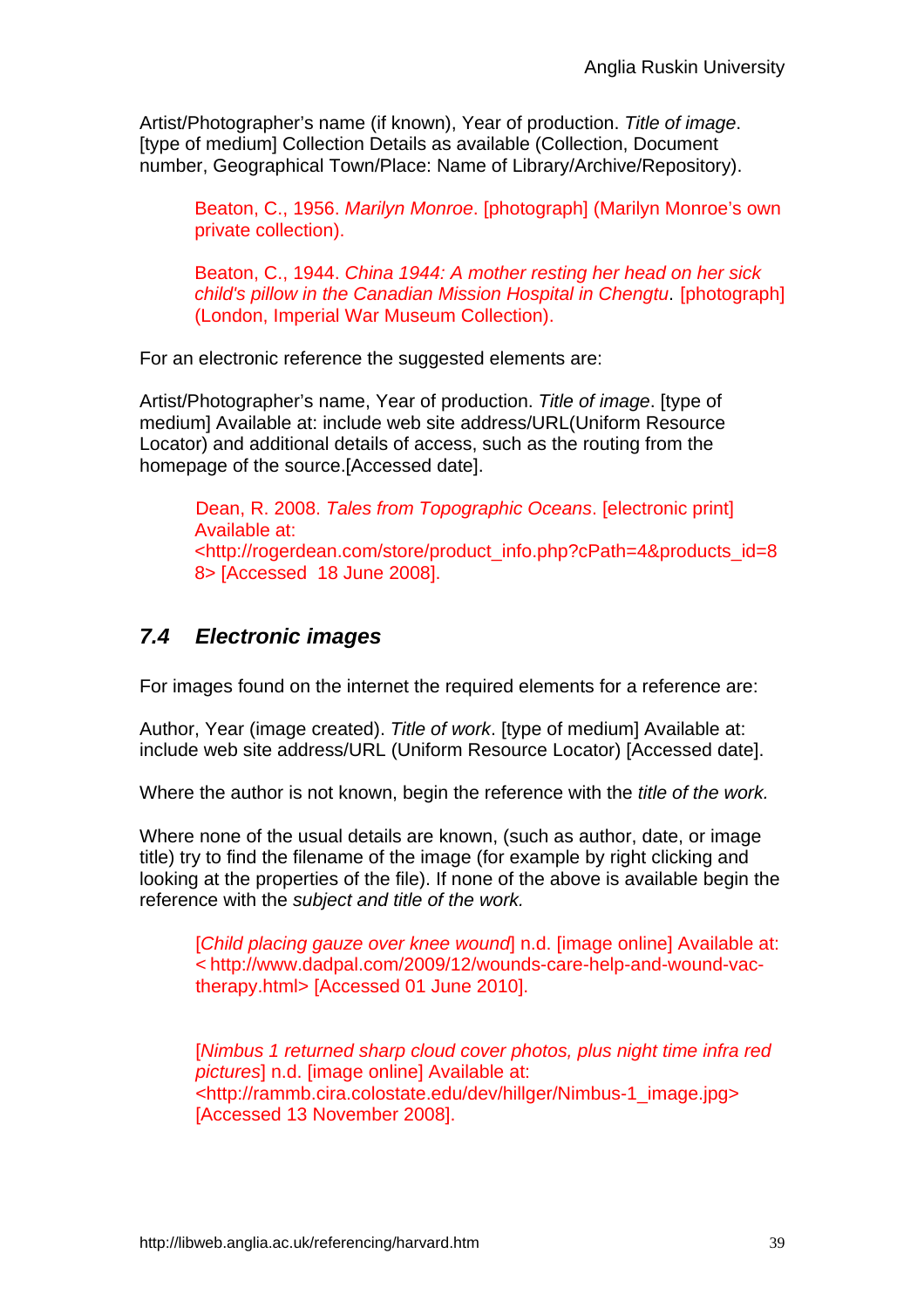Artist/Photographer's name (if known), Year of production. *Title of image*. [type of medium] Collection Details as available (Collection, Document number, Geographical Town/Place: Name of Library/Archive/Repository).

> Beaton, C., 1956. *Marilyn Monroe*. [photograph] (Marilyn Monroe's own private collection).

> Beaton, C., 1944. *China 1944: A mother resting her head on her sick child's pillow in the Canadian Mission Hospital in Chengtu*. [photograph] (London, Imperial War Museum Collection).

For an electronic reference the suggested elements are:

Artist/Photographer's name, Year of production. *Title of image*. [type of medium] Available at: include web site address/URL(Uniform Resource Locator) and additional details of access, such as the routing from the homepage of the source.[Accessed date].

> Dean, R. 2008. *Tales from Topographic Oceans*. [electronic print] Available at: <http://rogerdean.com/store/product_info.php?cPath=4&products_id=88> [Accessed 18 June 2008].

## 7.4 *Electronic images*

For images found on the internet the required elements for a reference are:

Author, Year (image created). *Title of work*. [type of medium] Available at: include web site address/URL (Uniform Resource Locator) [Accessed date].

Where the author is not known, begin the reference with the *title of the work.*

Where none of the usual details are known, (such as author, date, or image title) try to find the filename of the image (for example by right clicking and looking at the properties of the file). If none of the above is available begin the reference with the *subject and title of the work.*

> [*Child placing gauze over knee wound*] n.d. [image online] Available at: < http://www.dadpal.com/2009/12/wounds-care-help-and-wound-vac-therapy.html> [Accessed 01 June 2010].

> [*Nimbus 1 returned sharp cloud cover photos, plus night time infra red pictures*] n.d. [image online] Available at: <http://rammb.cira.colostate.edu/dev/hillger/Nimbus-1_image.jpg> [Accessed 13 November 2008].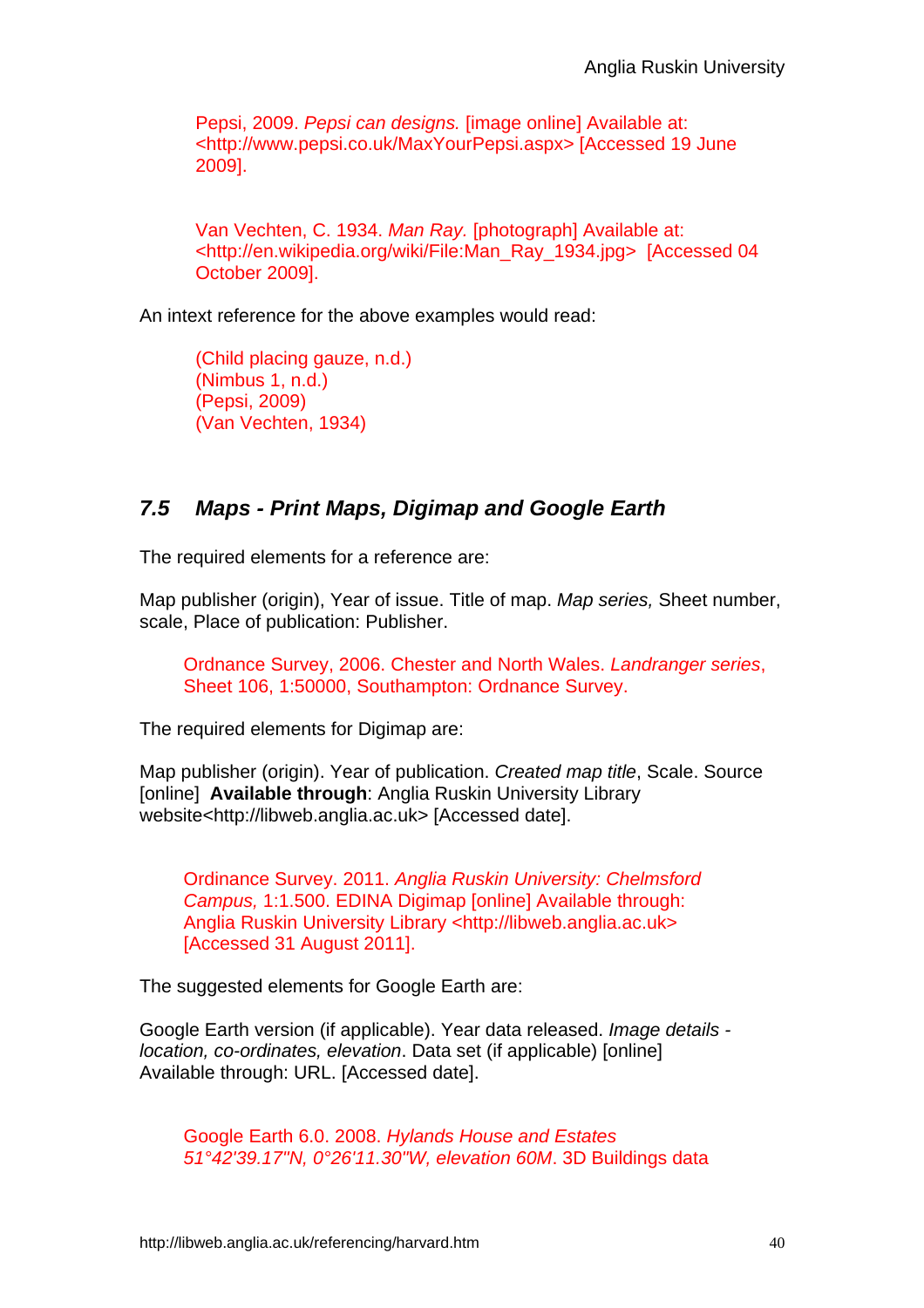Pepsi, 2009. *Pepsi can designs.* [image online] Available at: <http://www.pepsi.co.uk/MaxYourPepsi.aspx> [Accessed 19 June 2009].

Van Vechten, C. 1934. *Man Ray.* [photograph] Available at: <http://en.wikipedia.org/wiki/File:Man_Ray_1934.jpg> [Accessed 04 October 2009].

An intext reference for the above examples would read:

(Child placing gauze, n.d.)
(Nimbus 1, n.d.)
(Pepsi, 2009)
(Van Vechten, 1934)

### *7.5 Maps - Print Maps, Digimap and Google Earth*

The required elements for a reference are:

Map publisher (origin), Year of issue. Title of map. *Map series,* Sheet number, scale, Place of publication: Publisher.

Ordnance Survey, 2006. Chester and North Wales. *Landranger series*, Sheet 106, 1:50000, Southampton: Ordnance Survey.

The required elements for Digimap are:

Map publisher (origin). Year of publication. *Created map title*, Scale. Source [online] **Available through**: Anglia Ruskin University Library website<http://libweb.anglia.ac.uk> [Accessed date].

Ordinance Survey. 2011. *Anglia Ruskin University: Chelmsford Campus,* 1:1.500. EDINA Digimap [online] Available through: Anglia Ruskin University Library <http://libweb.anglia.ac.uk> [Accessed 31 August 2011].

The suggested elements for Google Earth are:

Google Earth version (if applicable). Year data released. *Image details - location, co-ordinates, elevation*. Data set (if applicable) [online] Available through: URL. [Accessed date].

Google Earth 6.0. 2008. *Hylands House and Estates 51°42'39.17"N, 0°26'11.30"W, elevation 60M*. 3D Buildings data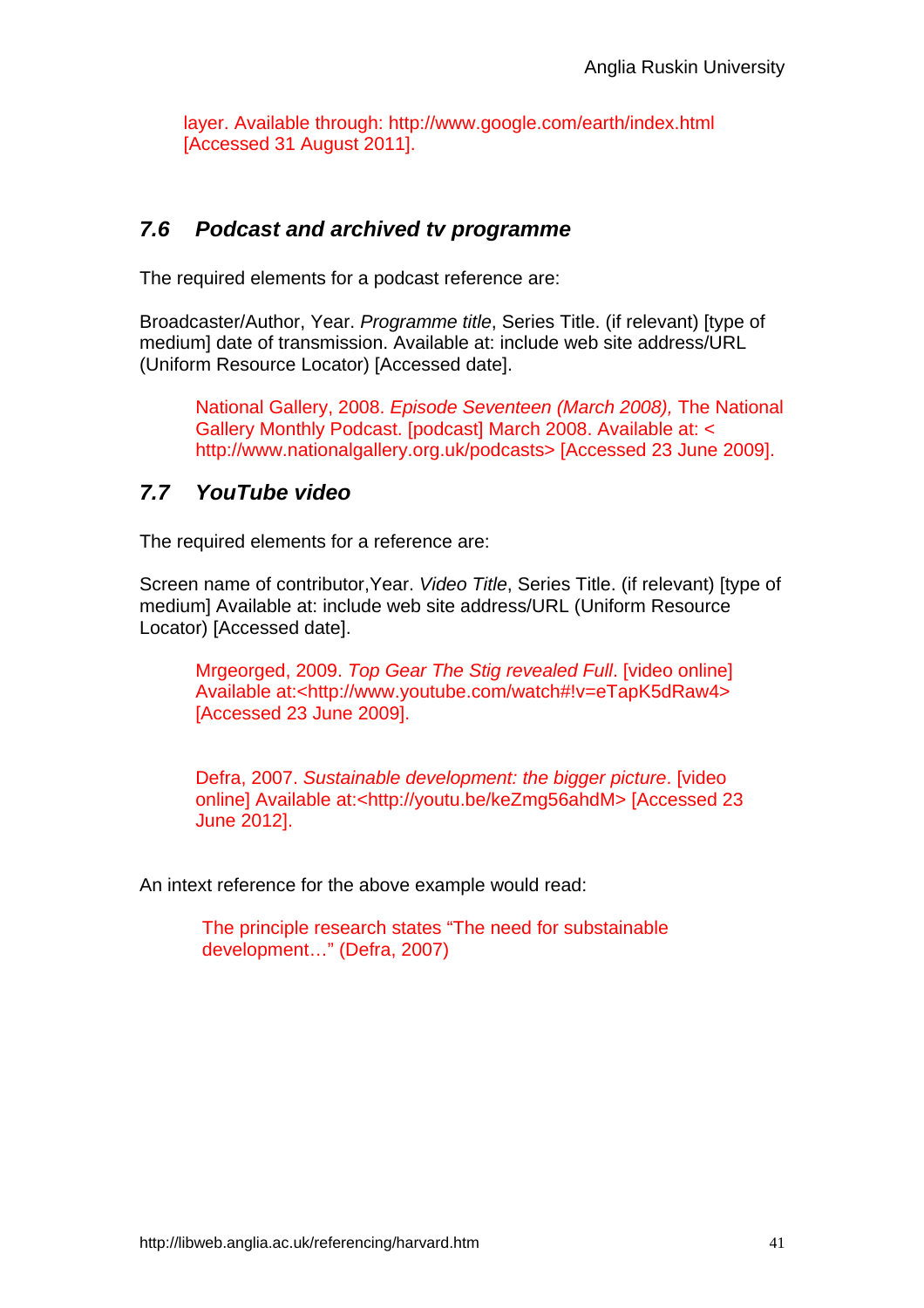layer. Available through: http://www.google.com/earth/index.html [Accessed 31 August 2011].

### *7.6 Podcast and archived tv programme*

The required elements for a podcast reference are:

Broadcaster/Author, Year. *Programme title*, Series Title. (if relevant) [type of medium] date of transmission. Available at: include web site address/URL (Uniform Resource Locator) [Accessed date].

> National Gallery, 2008. *Episode Seventeen (March 2008),* The National Gallery Monthly Podcast. [podcast] March 2008. Available at: < http://www.nationalgallery.org.uk/podcasts> [Accessed 23 June 2009].

### *7.7 YouTube video*

The required elements for a reference are:

Screen name of contributor,Year. *Video Title*, Series Title. (if relevant) [type of medium] Available at: include web site address/URL (Uniform Resource Locator) [Accessed date].

> Mrgeorged, 2009. *Top Gear The Stig revealed Full*. [video online] Available at:<http://www.youtube.com/watch#!v=eTapK5dRaw4> [Accessed 23 June 2009].

> Defra, 2007. *Sustainable development: the bigger picture*. [video online] Available at:<http://youtu.be/keZmg56ahdM> [Accessed 23 June 2012].

An intext reference for the above example would read:

> The principle research states "The need for substainable development…" (Defra, 2007)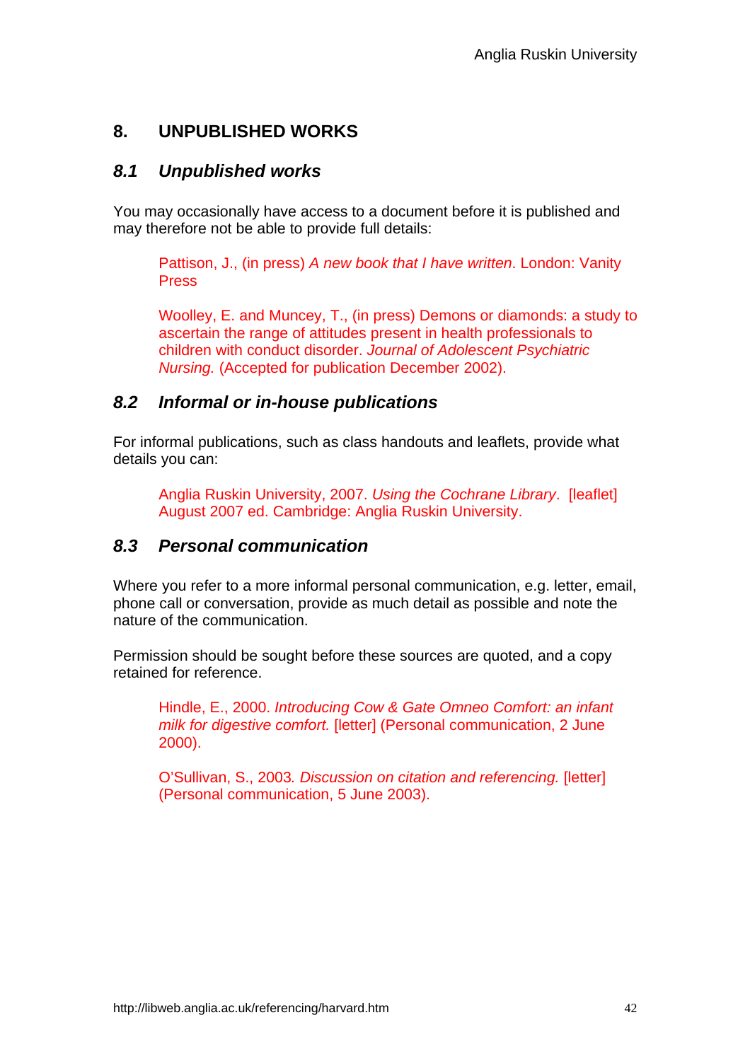## 8. UNPUBLISHED WORKS

### *8.1 Unpublished works*

You may occasionally have access to a document before it is published and may therefore not be able to provide full details:

> Pattison, J., (in press) *A new book that I have written*. London: Vanity Press
>
> Woolley, E. and Muncey, T., (in press) Demons or diamonds: a study to ascertain the range of attitudes present in health professionals to children with conduct disorder. *Journal of Adolescent Psychiatric Nursing.* (Accepted for publication December 2002).

### *8.2 Informal or in-house publications*

For informal publications, such as class handouts and leaflets, provide what details you can:

> Anglia Ruskin University, 2007. *Using the Cochrane Library*. [leaflet] August 2007 ed. Cambridge: Anglia Ruskin University.

### *8.3 Personal communication*

Where you refer to a more informal personal communication, e.g. letter, email, phone call or conversation, provide as much detail as possible and note the nature of the communication.

Permission should be sought before these sources are quoted, and a copy retained for reference.

> Hindle, E., 2000. *Introducing Cow & Gate Omneo Comfort: an infant milk for digestive comfort.* [letter] (Personal communication, 2 June 2000).
>
> O'Sullivan, S., 2003*. Discussion on citation and referencing.* [letter] (Personal communication, 5 June 2003).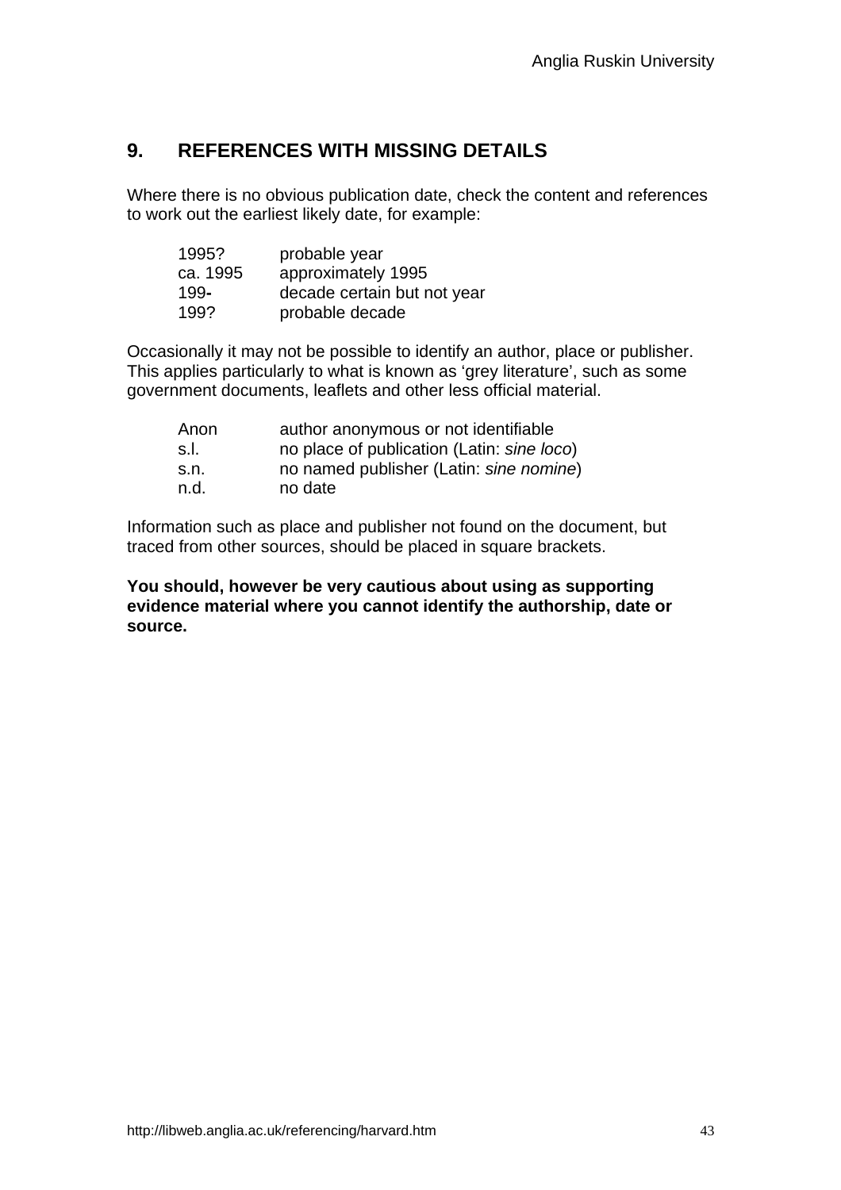## 9. REFERENCES WITH MISSING DETAILS

Where there is no obvious publication date, check the content and references to work out the earliest likely date, for example:

| | |
|---|---|
| 1995? | probable year |
| ca. 1995 | approximately 1995 |
| 199**-** | decade certain but not year |
| 199? | probable decade |

Occasionally it may not be possible to identify an author, place or publisher. This applies particularly to what is known as 'grey literature', such as some government documents, leaflets and other less official material.

| | |
|---|---|
| Anon | author anonymous or not identifiable |
| s.l. | no place of publication (Latin: *sine loco*) |
| s.n. | no named publisher (Latin: *sine nomine*) |
| n.d. | no date |

Information such as place and publisher not found on the document, but traced from other sources, should be placed in square brackets.

**You should, however be very cautious about using as supporting evidence material where you cannot identify the authorship, date or source.**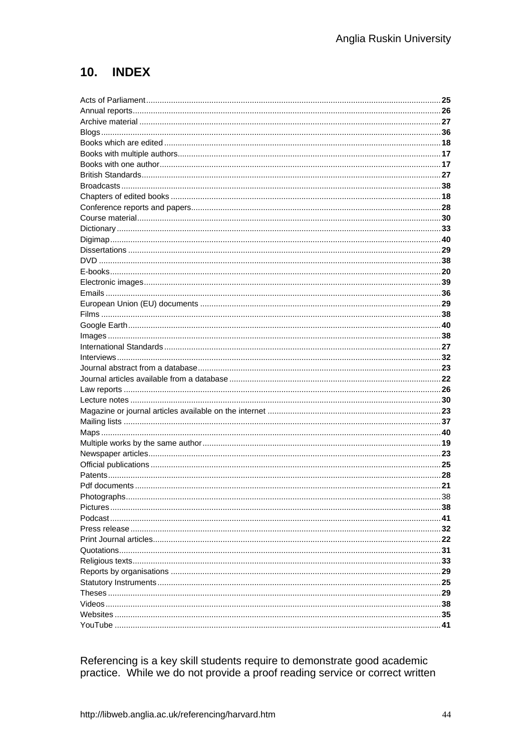## 10. INDEX

Acts of Parliament ........ 25
Annual reports ........ 26
Archive material ........ 27
Blogs ........ 36
Books which are edited ........ 18
Books with multiple authors ........ 17
Books with one author ........ 17
British Standards ........ 27
Broadcasts ........ 38
Chapters of edited books ........ 18
Conference reports and papers ........ 28
Course material ........ 30
Dictionary ........ 33
Digimap ........ 40
Dissertations ........ 29
DVD ........ 38
E-books ........ 20
Electronic images ........ 39
Emails ........ 36
European Union (EU) documents ........ 29
Films ........ 38
Google Earth ........ 40
Images ........ 38
International Standards ........ 27
Interviews ........ 32
Journal abstract from a database ........ 23
Journal articles available from a database ........ 22
Law reports ........ 26
Lecture notes ........ 30
Magazine or journal articles available on the internet ........ 23
Mailing lists ........ 37
Maps ........ 40
Multiple works by the same author ........ 19
Newspaper articles ........ 23
Official publications ........ 25
Patents ........ 28
Pdf documents ........ 21
Photographs ........ 38
Pictures ........ 38
Podcast ........ 41
Press release ........ 32
Print Journal articles ........ 22
Quotations ........ 31
Religious texts ........ 33
Reports by organisations ........ 29
Statutory Instruments ........ 25
Theses ........ 29
Videos ........ 38
Websites ........ 35
YouTube ........ 41

Referencing is a key skill students require to demonstrate good academic practice. While we do not provide a proof reading service or correct written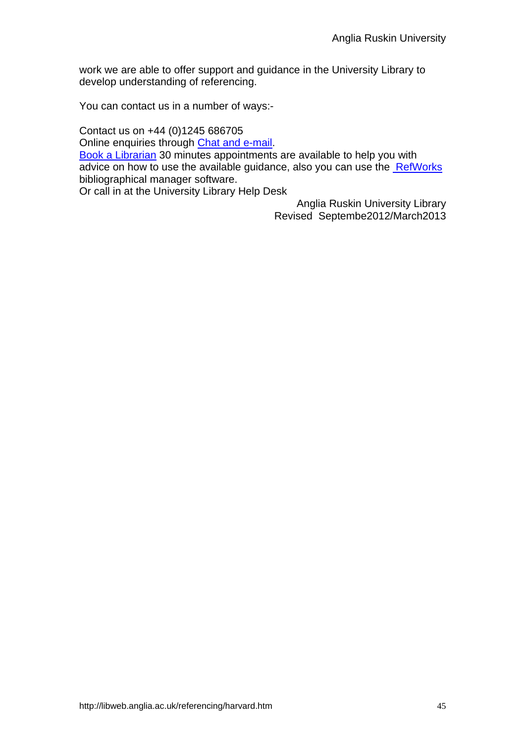work we are able to offer support and guidance in the University Library to develop understanding of referencing.

You can contact us in a number of ways:-

Contact us on +44 (0)1245 686705
Online enquiries through Chat and e-mail.
Book a Librarian 30 minutes appointments are available to help you with advice on how to use the available guidance, also you can use the RefWorks bibliographical manager software.
Or call in at the University Library Help Desk

Anglia Ruskin University Library
Revised Septembe2012/March2013